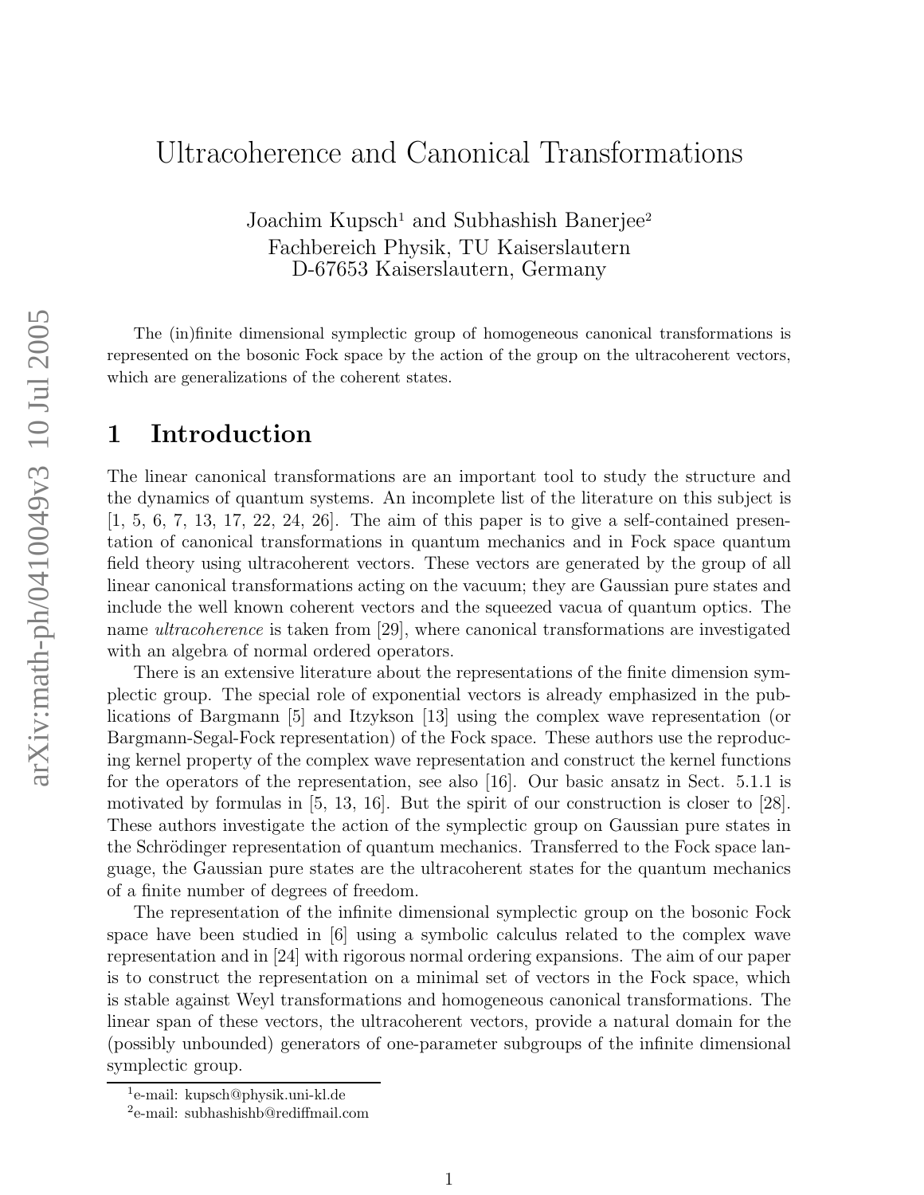# Ultracoherence and Canonical Transformations

Joachim Kupsch[1] and Subhashish Banerjee[2]
Fachbereich Physik, TU Kaiserslautern
D-67653 Kaiserslautern, Germany

The (in)finite dimensional symplectic group of homogeneous canonical transformations is represented on the bosonic Fock space by the action of the group on the ultracoherent vectors, which are generalizations of the coherent states.

## 1 Introduction

The linear canonical transformations are an important tool to study the structure and the dynamics of quantum systems. An incomplete list of the literature on this subject is [1, 5, 6, 7, 13, 17, 22, 24, 26]. The aim of this paper is to give a self-contained presentation of canonical transformations in quantum mechanics and in Fock space quantum field theory using ultracoherent vectors. These vectors are generated by the group of all linear canonical transformations acting on the vacuum; they are Gaussian pure states and include the well known coherent vectors and the squeezed vacua of quantum optics. The name *ultracoherence* is taken from [29], where canonical transformations are investigated with an algebra of normal ordered operators.

There is an extensive literature about the representations of the finite dimension symplectic group. The special role of exponential vectors is already emphasized in the publications of Bargmann [5] and Itzykson [13] using the complex wave representation (or Bargmann-Segal-Fock representation) of the Fock space. These authors use the reproducing kernel property of the complex wave representation and construct the kernel functions for the operators of the representation, see also [16]. Our basic ansatz in Sect. 5.1.1 is motivated by formulas in [5, 13, 16]. But the spirit of our construction is closer to [28]. These authors investigate the action of the symplectic group on Gaussian pure states in the Schrödinger representation of quantum mechanics. Transferred to the Fock space language, the Gaussian pure states are the ultracoherent states for the quantum mechanics of a finite number of degrees of freedom.

The representation of the infinite dimensional symplectic group on the bosonic Fock space have been studied in [6] using a symbolic calculus related to the complex wave representation and in [24] with rigorous normal ordering expansions. The aim of our paper is to construct the representation on a minimal set of vectors in the Fock space, which is stable against Weyl transformations and homogeneous canonical transformations. The linear span of these vectors, the ultracoherent vectors, provide a natural domain for the (possibly unbounded) generators of one-parameter subgroups of the infinite dimensional symplectic group.

[1] e-mail: kupsch@physik.uni-kl.de
[2] e-mail: subhashishb@rediffmail.com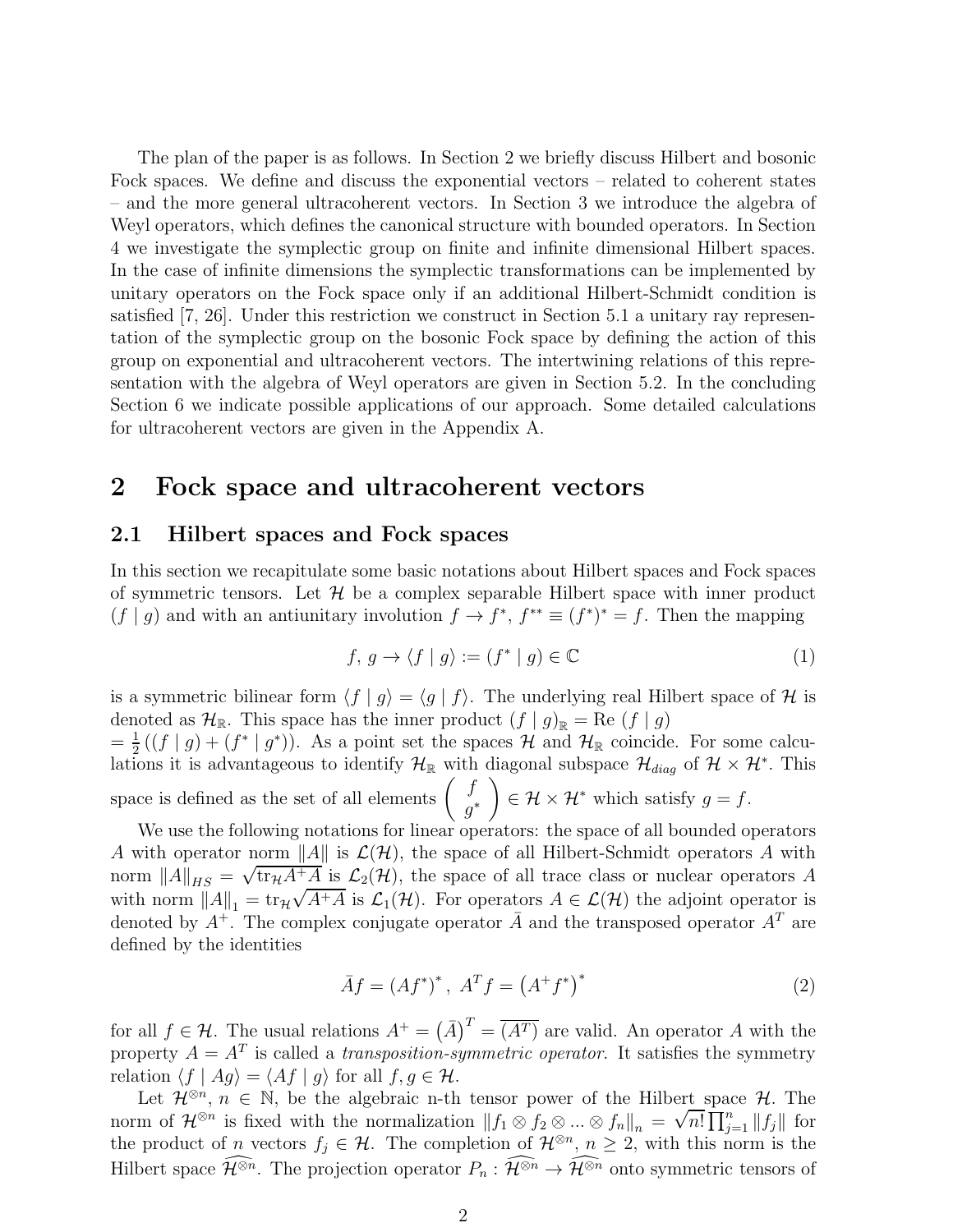The plan of the paper is as follows. In Section 2 we briefly discuss Hilbert and bosonic Fock spaces. We define and discuss the exponential vectors – related to coherent states – and the more general ultracoherent vectors. In Section 3 we introduce the algebra of Weyl operators, which defines the canonical structure with bounded operators. In Section 4 we investigate the symplectic group on finite and infinite dimensional Hilbert spaces. In the case of infinite dimensions the symplectic transformations can be implemented by unitary operators on the Fock space only if an additional Hilbert-Schmidt condition is satisfied [7, 26]. Under this restriction we construct in Section 5.1 a unitary ray representation of the symplectic group on the bosonic Fock space by defining the action of this group on exponential and ultracoherent vectors. The intertwining relations of this representation with the algebra of Weyl operators are given in Section 5.2. In the concluding Section 6 we indicate possible applications of our approach. Some detailed calculations for ultracoherent vectors are given in the Appendix A.

# 2 Fock space and ultracoherent vectors

## 2.1 Hilbert spaces and Fock spaces

In this section we recapitulate some basic notations about Hilbert spaces and Fock spaces of symmetric tensors. Let $\mathcal{H}$ be a complex separable Hilbert space with inner product $(f \mid g)$ and with an antiunitary involution $f \to f^*$, $f^{**} \equiv (f^*)^* = f$. Then the mapping

$$f,\, g \to \langle f \mid g \rangle := (f^* \mid g) \in \mathbb{C} \tag{1}$$

is a symmetric bilinear form $\langle f \mid g \rangle = \langle g \mid f \rangle$. The underlying real Hilbert space of $\mathcal{H}$ is denoted as $\mathcal{H}_{\mathbb{R}}$. This space has the inner product $(f \mid g)_{\mathbb{R}} = \mathrm{Re}\ (f \mid g)$ $= \frac{1}{2}\left((f \mid g) + (f^* \mid g^*)\right)$. As a point set the spaces $\mathcal{H}$ and $\mathcal{H}_{\mathbb{R}}$ coincide. For some calculations it is advantageous to identify $\mathcal{H}_{\mathbb{R}}$ with diagonal subspace $\mathcal{H}_{diag}$ of $\mathcal{H} \times \mathcal{H}^*$. This space is defined as the set of all elements $\begin{pmatrix} f \\ g^* \end{pmatrix} \in \mathcal{H} \times \mathcal{H}^*$ which satisfy $g = f$.

We use the following notations for linear operators: the space of all bounded operators $A$ with operator norm $\|A\|$ is $\mathcal{L}(\mathcal{H})$, the space of all Hilbert-Schmidt operators $A$ with norm $\|A\|_{HS} = \sqrt{\mathrm{tr}_{\mathcal{H}} A^+ A}$ is $\mathcal{L}_2(\mathcal{H})$, the space of all trace class or nuclear operators $A$ with norm $\|A\|_1 = \mathrm{tr}_{\mathcal{H}} \sqrt{A^+ A}$ is $\mathcal{L}_1(\mathcal{H})$. For operators $A \in \mathcal{L}(\mathcal{H})$ the adjoint operator is denoted by $A^+$. The complex conjugate operator $\bar{A}$ and the transposed operator $A^T$ are defined by the identities

$$\bar{A} f = (A f^*)^*\,,\ A^T f = \left(A^+ f^*\right)^* \tag{2}$$

for all $f \in \mathcal{H}$. The usual relations $A^+ = \left(\bar{A}\right)^T = \overline{(A^T)}$ are valid. An operator $A$ with the property $A = A^T$ is called a *transposition-symmetric operator*. It satisfies the symmetry relation $\langle f \mid Ag \rangle = \langle Af \mid g \rangle$ for all $f, g \in \mathcal{H}$.

Let $\mathcal{H}^{\otimes n}$, $n \in \mathbb{N}$, be the algebraic n-th tensor power of the Hilbert space $\mathcal{H}$. The norm of $\mathcal{H}^{\otimes n}$ is fixed with the normalization $\|f_1 \otimes f_2 \otimes ... \otimes f_n\|_n = \sqrt{n!} \prod_{j=1}^n \|f_j\|$ for the product of $n$ vectors $f_j \in \mathcal{H}$. The completion of $\mathcal{H}^{\otimes n}$, $n \geq 2$, with this norm is the Hilbert space $\widehat{\mathcal{H}^{\otimes n}}$. The projection operator $P_n : \widehat{\mathcal{H}^{\otimes n}} \to \widehat{\mathcal{H}^{\otimes n}}$ onto symmetric tensors of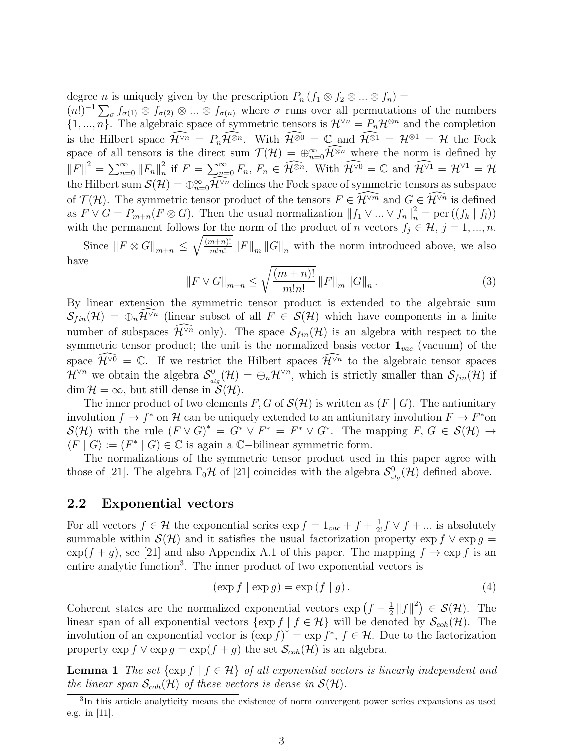degree $n$ is uniquely given by the prescription $P_n (f_1 \otimes f_2 \otimes ... \otimes f_n) = (n!)^{-1} \sum_\sigma f_{\sigma(1)} \otimes f_{\sigma(2)} \otimes ... \otimes f_{\sigma(n)}$ where $\sigma$ runs over all permutations of the numbers $\{1, ..., n\}$. The algebraic space of symmetric tensors is $\mathcal{H}^{\vee n} = P_n \mathcal{H}^{\otimes n}$ and the completion is the Hilbert space $\widehat{\mathcal{H}^{\vee n}} = P_n \widehat{\mathcal{H}^{\otimes n}}$. With $\widehat{\mathcal{H}^{\otimes 0}} = \mathbb{C}$ and $\widehat{\mathcal{H}^{\otimes 1}} = \mathcal{H}^{\otimes 1} = \mathcal{H}$ the Fock space of all tensors is the direct sum $\mathcal{T}(\mathcal{H}) = \oplus_{n=0}^{\infty} \widehat{\mathcal{H}^{\otimes n}}$ where the norm is defined by $\|F\|^2 = \sum_{n=0}^{\infty} \|F_n\|_n^2$ if $F = \sum_{n=0}^{\infty} F_n$, $F_n \in \widehat{\mathcal{H}^{\otimes n}}$. With $\widehat{\mathcal{H}^{\vee 0}} = \mathbb{C}$ and $\widehat{\mathcal{H}^{\vee 1}} = \mathcal{H}^{\vee 1} = \mathcal{H}$ the Hilbert sum $\mathcal{S}(\mathcal{H}) = \oplus_{n=0}^{\infty} \widehat{\mathcal{H}^{\vee n}}$ defines the Fock space of symmetric tensors as subspace of $\mathcal{T}(\mathcal{H})$. The symmetric tensor product of the tensors $F \in \widehat{\mathcal{H}^{\vee m}}$ and $G \in \widehat{\mathcal{H}^{\vee n}}$ is defined as $F \vee G = P_{m+n}(F \otimes G)$. Then the usual normalization $\|f_1 \vee ... \vee f_n\|_n^2 = \mathrm{per}\left((f_k \mid f_l)\right)$ with the permanent follows for the norm of the product of $n$ vectors $f_j \in \mathcal{H}$, $j = 1, ..., n$.

Since $\|F \otimes G\|_{m+n} \leq \sqrt{\frac{(m+n)!}{m!n!}} \|F\|_m \|G\|_n$ with the norm introduced above, we also have

$$\|F \vee G\|_{m+n} \leq \sqrt{\frac{(m+n)!}{m!n!}} \|F\|_m \|G\|_n . \tag{3}$$

By linear extension the symmetric tensor product is extended to the algebraic sum $\mathcal{S}_{fin}(\mathcal{H}) = \oplus_n \widehat{\mathcal{H}^{\vee n}}$ (linear subset of all $F \in \mathcal{S}(\mathcal{H})$ which have components in a finite number of subspaces $\widehat{\mathcal{H}^{\vee n}}$ only). The space $\mathcal{S}_{fin}(\mathcal{H})$ is an algebra with respect to the symmetric tensor product; the unit is the normalized basis vector $\mathbf{1}_{vac}$ (vacuum) of the space $\widehat{\mathcal{H}^{\vee 0}} = \mathbb{C}$. If we restrict the Hilbert spaces $\widehat{\mathcal{H}^{\vee n}}$ to the algebraic tensor spaces $\mathcal{H}^{\vee n}$ we obtain the algebra $\mathcal{S}^0_{alg}(\mathcal{H}) = \oplus_n \mathcal{H}^{\vee n}$, which is strictly smaller than $\mathcal{S}_{fin}(\mathcal{H})$ if $\dim \mathcal{H} = \infty$, but still dense in $\mathcal{S}(\mathcal{H})$.

The inner product of two elements $F, G$ of $\mathcal{S}(\mathcal{H})$ is written as $(F \mid G)$. The antiunitary involution $f \to f^*$ on $\mathcal{H}$ can be uniquely extended to an antiunitary involution $F \to F^*$on $\mathcal{S}(\mathcal{H})$ with the rule $(F \vee G)^* = G^* \vee F^* = F^* \vee G^*$. The mapping $F, G \in \mathcal{S}(\mathcal{H}) \to \langle F \mid G \rangle := (F^* \mid G) \in \mathbb{C}$ is again a $\mathbb{C}-$bilinear symmetric form.

The normalizations of the symmetric tensor product used in this paper agree with those of [21]. The algebra $\Gamma_0 \mathcal{H}$ of [21] coincides with the algebra $\mathcal{S}^0_{alg}(\mathcal{H})$ defined above.

## 2.2 Exponential vectors

For all vectors $f \in \mathcal{H}$ the exponential series $\exp f = 1_{vac} + f + \frac{1}{2!} f \vee f + ...$ is absolutely summable within $\mathcal{S}(\mathcal{H})$ and it satisfies the usual factorization property $\exp f \vee \exp g = \exp(f + g)$, see [21] and also Appendix A.1 of this paper. The mapping $f \to \exp f$ is an entire analytic function[3]. The inner product of two exponential vectors is

$$(\exp f \mid \exp g) = \exp (f \mid g) . \tag{4}$$

Coherent states are the normalized exponential vectors $\exp\left(f - \frac{1}{2}\|f\|^2\right) \in \mathcal{S}(\mathcal{H})$. The linear span of all exponential vectors $\{\exp f \mid f \in \mathcal{H}\}$ will be denoted by $\mathcal{S}_{coh}(\mathcal{H})$. The involution of an exponential vector is $(\exp f)^* = \exp f^*$, $f \in \mathcal{H}$. Due to the factorization property $\exp f \vee \exp g = \exp(f + g)$ the set $\mathcal{S}_{coh}(\mathcal{H})$ is an algebra.

**Lemma 1** *The set $\{\exp f \mid f \in \mathcal{H}\}$ of all exponential vectors is linearly independent and the linear span $\mathcal{S}_{coh}(\mathcal{H})$ of these vectors is dense in $\mathcal{S}(\mathcal{H})$.*

[3] In this article analyticity means the existence of norm convergent power series expansions as used e.g. in [11].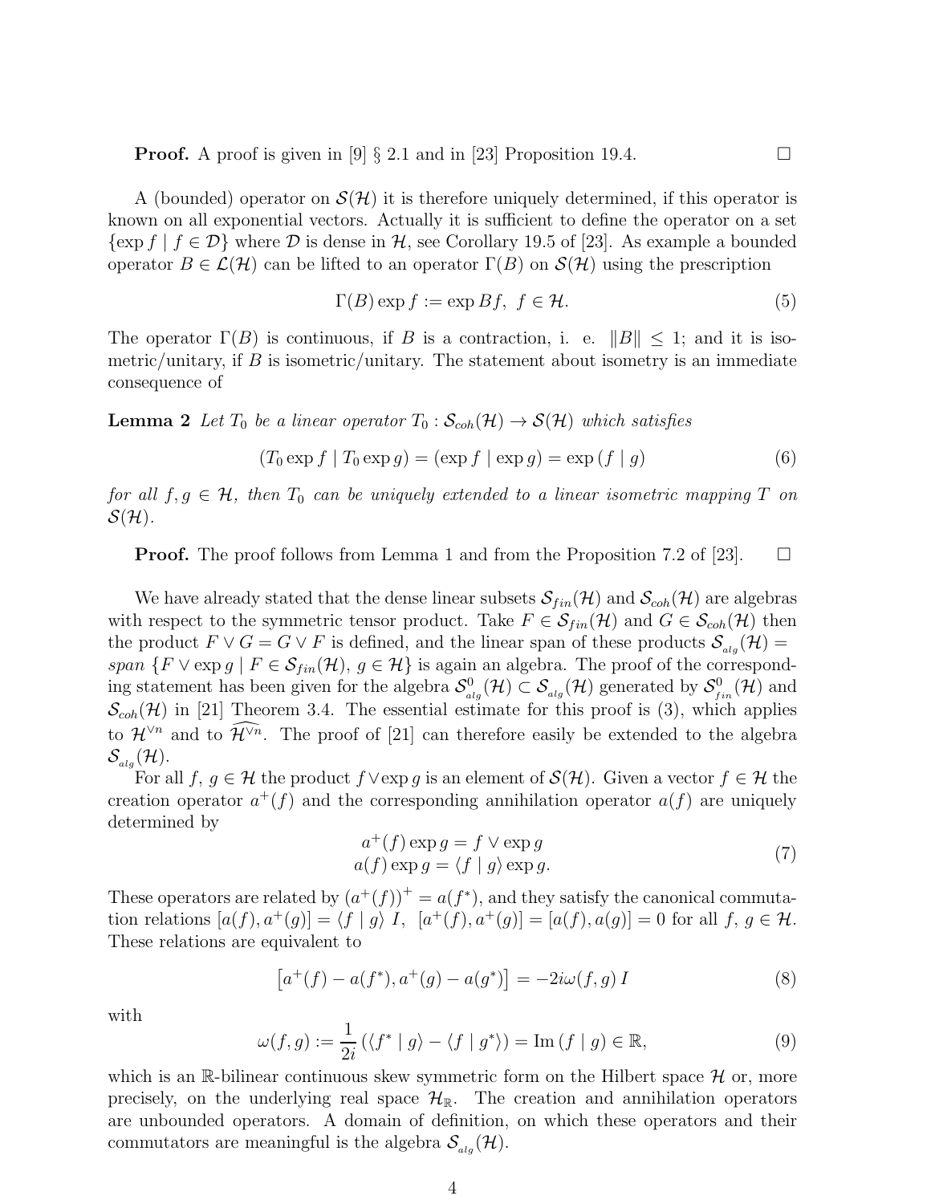**Proof.** A proof is given in [9] § 2.1 and in [23] Proposition 19.4. $\square$

A (bounded) operator on $\mathcal{S}(\mathcal{H})$ it is therefore uniquely determined, if this operator is known on all exponential vectors. Actually it is sufficient to define the operator on a set $\{\exp f \mid f \in \mathcal{D}\}$ where $\mathcal{D}$ is dense in $\mathcal{H}$, see Corollary 19.5 of [23]. As example a bounded operator $B \in \mathcal{L}(\mathcal{H})$ can be lifted to an operator $\Gamma(B)$ on $\mathcal{S}(\mathcal{H})$ using the prescription

$$\Gamma(B) \exp f := \exp Bf, \ f \in \mathcal{H}. \tag{5}$$

The operator $\Gamma(B)$ is continuous, if $B$ is a contraction, i. e. $\|B\| \leq 1$; and it is isometric/unitary, if $B$ is isometric/unitary. The statement about isometry is an immediate consequence of

**Lemma 2** *Let $T_0$ be a linear operator $T_0 : \mathcal{S}_{coh}(\mathcal{H}) \to \mathcal{S}(\mathcal{H})$ which satisfies*

$$(T_0 \exp f \mid T_0 \exp g) = (\exp f \mid \exp g) = \exp (f \mid g) \tag{6}$$

*for all $f, g \in \mathcal{H}$, then $T_0$ can be uniquely extended to a linear isometric mapping $T$ on $\mathcal{S}(\mathcal{H})$.*

**Proof.** The proof follows from Lemma 1 and from the Proposition 7.2 of [23]. $\square$

We have already stated that the dense linear subsets $\mathcal{S}_{fin}(\mathcal{H})$ and $\mathcal{S}_{coh}(\mathcal{H})$ are algebras with respect to the symmetric tensor product. Take $F \in \mathcal{S}_{fin}(\mathcal{H})$ and $G \in \mathcal{S}_{coh}(\mathcal{H})$ then the product $F \vee G = G \vee F$ is defined, and the linear span of these products $\mathcal{S}_{alg}(\mathcal{H}) = span \ \{F \vee \exp g \mid F \in \mathcal{S}_{fin}(\mathcal{H}), \ g \in \mathcal{H}\}$ is again an algebra. The proof of the corresponding statement has been given for the algebra $\mathcal{S}^0_{alg}(\mathcal{H}) \subset \mathcal{S}_{alg}(\mathcal{H})$ generated by $\mathcal{S}^0_{fin}(\mathcal{H})$ and $\mathcal{S}_{coh}(\mathcal{H})$ in [21] Theorem 3.4. The essential estimate for this proof is (3), which applies to $\mathcal{H}^{\vee n}$ and to $\widehat{\mathcal{H}^{\vee n}}$. The proof of [21] can therefore easily be extended to the algebra $\mathcal{S}_{alg}(\mathcal{H})$.

For all $f, \ g \in \mathcal{H}$ the product $f \vee \exp g$ is an element of $\mathcal{S}(\mathcal{H})$. Given a vector $f \in \mathcal{H}$ the creation operator $a^+(f)$ and the corresponding annihilation operator $a(f)$ are uniquely determined by

$$\begin{aligned} a^+(f) \exp g &= f \vee \exp g \\ a(f) \exp g &= \langle f \mid g \rangle \exp g. \end{aligned} \tag{7}$$

These operators are related by $(a^+(f))^+ = a(f^*)$, and they satisfy the canonical commutation relations $[a(f), a^+(g)] = \langle f \mid g \rangle \ I, \ \ [a^+(f), a^+(g)] = [a(f), a(g)] = 0$ for all $f, \ g \in \mathcal{H}$. These relations are equivalent to

$$\left[a^+(f) - a(f^*), a^+(g) - a(g^*)\right] = -2i\omega(f, g) \, I \tag{8}$$

with

$$\omega(f, g) := \frac{1}{2i} \left(\langle f^* \mid g \rangle - \langle f \mid g^* \rangle\right) = \operatorname{Im} (f \mid g) \in \mathbb{R}, \tag{9}$$

which is an $\mathbb{R}$-bilinear continuous skew symmetric form on the Hilbert space $\mathcal{H}$ or, more precisely, on the underlying real space $\mathcal{H}_{\mathbb{R}}$. The creation and annihilation operators are unbounded operators. A domain of definition, on which these operators and their commutators are meaningful is the algebra $\mathcal{S}_{alg}(\mathcal{H})$.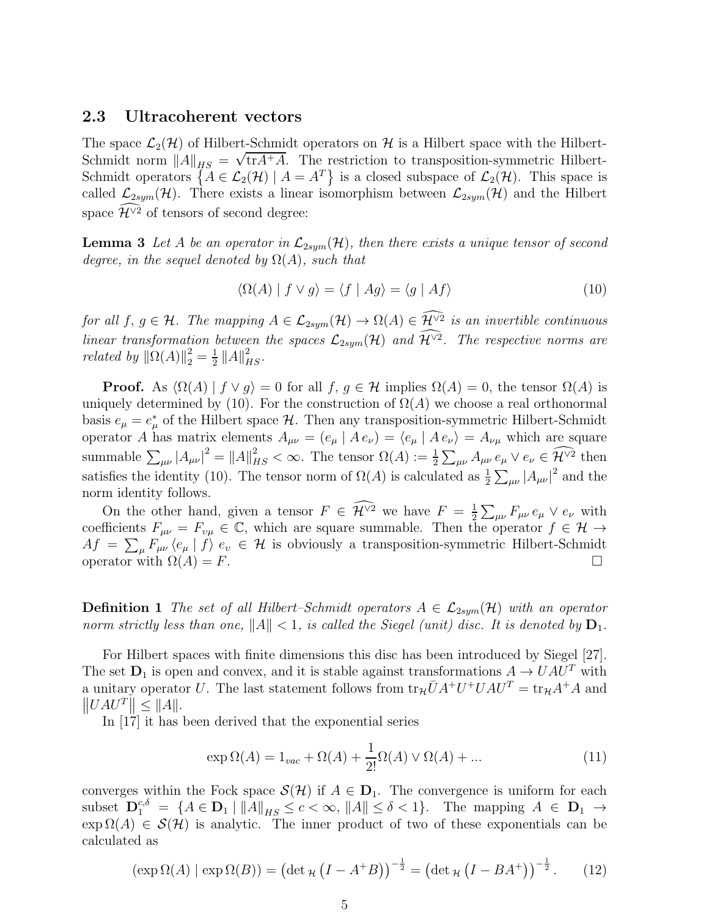### 2.3 Ultracoherent vectors

The space $\mathcal{L}_2(\mathcal{H})$ of Hilbert-Schmidt operators on $\mathcal{H}$ is a Hilbert space with the Hilbert-Schmidt norm $\|A\|_{HS} = \sqrt{\text{tr}A^+A}$. The restriction to transposition-symmetric Hilbert-Schmidt operators $\left\{A \in \mathcal{L}_2(\mathcal{H}) \mid A = A^T\right\}$ is a closed subspace of $\mathcal{L}_2(\mathcal{H})$. This space is called $\mathcal{L}_{2sym}(\mathcal{H})$. There exists a linear isomorphism between $\mathcal{L}_{2sym}(\mathcal{H})$ and the Hilbert space $\widehat{\mathcal{H}^{\vee 2}}$ of tensors of second degree:

**Lemma 3** *Let $A$ be an operator in $\mathcal{L}_{2sym}(\mathcal{H})$, then there exists a unique tensor of second degree, in the sequel denoted by $\Omega(A)$, such that*

$$\langle \Omega(A) \mid f \vee g\rangle = \langle f \mid Ag\rangle = \langle g \mid Af\rangle \tag{10}$$

*for all $f,\, g \in \mathcal{H}$. The mapping $A \in \mathcal{L}_{2sym}(\mathcal{H}) \to \Omega(A) \in \widehat{\mathcal{H}^{\vee 2}}$ is an invertible continuous linear transformation between the spaces $\mathcal{L}_{2sym}(\mathcal{H})$ and $\widehat{\mathcal{H}^{\vee 2}}$. The respective norms are related by $\|\Omega(A)\|_2^2 = \frac{1}{2}\|A\|_{HS}^2$.*

**Proof.** As $\langle \Omega(A) \mid f \vee g\rangle = 0$ for all $f,\, g \in \mathcal{H}$ implies $\Omega(A) = 0$, the tensor $\Omega(A)$ is uniquely determined by (10). For the construction of $\Omega(A)$ we choose a real orthonormal basis $e_\mu = e_\mu^*$ of the Hilbert space $\mathcal{H}$. Then any transposition-symmetric Hilbert-Schmidt operator $A$ has matrix elements $A_{\mu\nu} = (e_\mu \mid A\, e_\nu) = \langle e_\mu \mid A\, e_\nu\rangle = A_{\nu\mu}$ which are square summable $\sum_{\mu\nu} |A_{\mu\nu}|^2 = \|A\|_{HS}^2 < \infty$. The tensor $\Omega(A) := \frac{1}{2}\sum_{\mu\nu} A_{\mu\nu}\, e_\mu \vee e_\nu \in \widehat{\mathcal{H}^{\vee 2}}$ then satisfies the identity (10). The tensor norm of $\Omega(A)$ is calculated as $\frac{1}{2}\sum_{\mu\nu} |A_{\mu\nu}|^2$ and the norm identity follows.

On the other hand, given a tensor $F \in \widehat{\mathcal{H}^{\vee 2}}$ we have $F = \frac{1}{2}\sum_{\mu\nu} F_{\mu\nu}\, e_\mu \vee e_\nu$ with coefficients $F_{\mu\nu} = F_{\upsilon\mu} \in \mathbb{C}$, which are square summable. Then the operator $f \in \mathcal{H} \to Af = \sum_\mu F_{\mu\nu} \langle e_\mu \mid f\rangle\, e_\upsilon \in \mathcal{H}$ is obviously a transposition-symmetric Hilbert-Schmidt operator with $\Omega(A) = F$. $\square$

**Definition 1** *The set of all Hilbert–Schmidt operators $A \in \mathcal{L}_{2sym}(\mathcal{H})$ with an operator norm strictly less than one, $\|A\| < 1$, is called the Siegel (unit) disc. It is denoted by $\mathbf{D}_1$.*

For Hilbert spaces with finite dimensions this disc has been introduced by Siegel [27]. The set $\mathbf{D}_1$ is open and convex, and it is stable against transformations $A \to UAU^T$ with a unitary operator $U$. The last statement follows from $\text{tr}_\mathcal{H}\bar{U}A^+U^+UAU^T = \text{tr}_\mathcal{H}A^+A$ and $\left\|UAU^T\right\| \leq \|A\|$.

In [17] it has been derived that the exponential series

$$\exp \Omega(A) = 1_{vac} + \Omega(A) + \frac{1}{2!}\Omega(A) \vee \Omega(A) + ... \tag{11}$$

converges within the Fock space $\mathcal{S}(\mathcal{H})$ if $A \in \mathbf{D}_1$. The convergence is uniform for each subset $\mathbf{D}_1^{c,\delta} = \left\{A \in \mathbf{D}_1 \mid \|A\|_{HS} \leq c < \infty,\, \|A\| \leq \delta < 1\right\}$. The mapping $A \in \mathbf{D}_1 \to \exp \Omega(A) \in \mathcal{S}(\mathcal{H})$ is analytic. The inner product of two of these exponentials can be calculated as

$$(\exp \Omega(A) \mid \exp \Omega(B)) = \left(\det{}_\mathcal{H}\left(I - A^+B\right)\right)^{-\frac{1}{2}} = \left(\det{}_\mathcal{H}\left(I - BA^+\right)\right)^{-\frac{1}{2}}. \tag{12}$$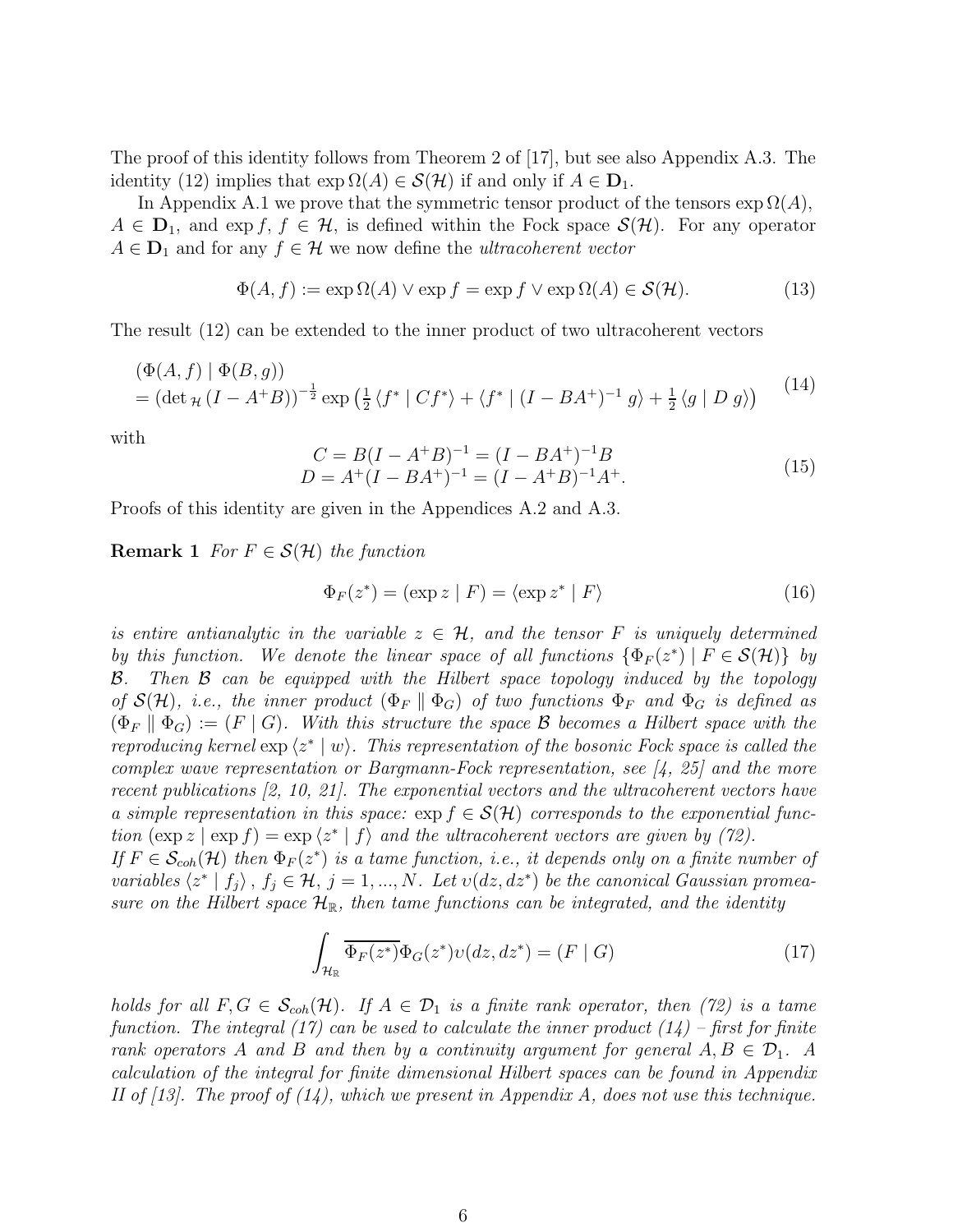The proof of this identity follows from Theorem 2 of [17], but see also Appendix A.3. The identity (12) implies that $\exp \Omega(A) \in \mathcal{S}(\mathcal{H})$ if and only if $A \in \mathbf{D}_1$.

In Appendix A.1 we prove that the symmetric tensor product of the tensors $\exp \Omega(A)$, $A \in \mathbf{D}_1$, and $\exp f$, $f \in \mathcal{H}$, is defined within the Fock space $\mathcal{S}(\mathcal{H})$. For any operator $A \in \mathbf{D}_1$ and for any $f \in \mathcal{H}$ we now define the *ultracoherent vector*

$$\Phi(A, f) := \exp \Omega(A) \vee \exp f = \exp f \vee \exp \Omega(A) \in \mathcal{S}(\mathcal{H}). \tag{13}$$

The result (12) can be extended to the inner product of two ultracoherent vectors

$$\begin{aligned} &(\Phi(A, f) \mid \Phi(B, g)) \\ &= (\det{}_{\mathcal{H}} (I - A^+ B))^{-\frac{1}{2}} \exp\left(\tfrac{1}{2} \langle f^* \mid C f^* \rangle + \langle f^* \mid (I - BA^+)^{-1} g \rangle + \tfrac{1}{2} \langle g \mid D\, g \rangle\right) \end{aligned} \tag{14}$$

with

$$\begin{aligned} C &= B(I - A^+ B)^{-1} = (I - BA^+)^{-1} B \\ D &= A^+(I - BA^+)^{-1} = (I - A^+ B)^{-1} A^+. \end{aligned} \tag{15}$$

Proofs of this identity are given in the Appendices A.2 and A.3.

**Remark 1** *For $F \in \mathcal{S}(\mathcal{H})$ the function*

$$\Phi_F(z^*) = (\exp z \mid F) = \langle \exp z^* \mid F \rangle \tag{16}$$

*is entire antianalytic in the variable $z \in \mathcal{H}$, and the tensor $F$ is uniquely determined by this function. We denote the linear space of all functions $\{\Phi_F(z^*) \mid F \in \mathcal{S}(\mathcal{H})\}$ by $\mathcal{B}$. Then $\mathcal{B}$ can be equipped with the Hilbert space topology induced by the topology of $\mathcal{S}(\mathcal{H})$, i.e., the inner product $(\Phi_F \parallel \Phi_G)$ of two functions $\Phi_F$ and $\Phi_G$ is defined as $(\Phi_F \parallel \Phi_G) := (F \mid G)$. With this structure the space $\mathcal{B}$ becomes a Hilbert space with the reproducing kernel $\exp \langle z^* \mid w \rangle$. This representation of the bosonic Fock space is called the complex wave representation or Bargmann-Fock representation, see [4, 25] and the more recent publications [2, 10, 21]. The exponential vectors and the ultracoherent vectors have a simple representation in this space: $\exp f \in \mathcal{S}(\mathcal{H})$ corresponds to the exponential function $(\exp z \mid \exp f) = \exp \langle z^* \mid f \rangle$ and the ultracoherent vectors are given by (72).*
*If $F \in \mathcal{S}_{coh}(\mathcal{H})$ then $\Phi_F(z^*)$ is a tame function, i.e., it depends only on a finite number of variables $\langle z^* \mid f_j \rangle$, $f_j \in \mathcal{H}$, $j = 1, ..., N$. Let $\upsilon(dz, dz^*)$ be the canonical Gaussian promeasure on the Hilbert space $\mathcal{H}_{\mathbb{R}}$, then tame functions can be integrated, and the identity*

$$\int_{\mathcal{H}_{\mathbb{R}}} \overline{\Phi_F(z^*)} \Phi_G(z^*) \upsilon(dz, dz^*) = (F \mid G) \tag{17}$$

*holds for all $F, G \in \mathcal{S}_{coh}(\mathcal{H})$. If $A \in \mathcal{D}_1$ is a finite rank operator, then (72) is a tame function. The integral (17) can be used to calculate the inner product (14) – first for finite rank operators $A$ and $B$ and then by a continuity argument for general $A, B \in \mathcal{D}_1$. A calculation of the integral for finite dimensional Hilbert spaces can be found in Appendix II of [13]. The proof of (14), which we present in Appendix A, does not use this technique.*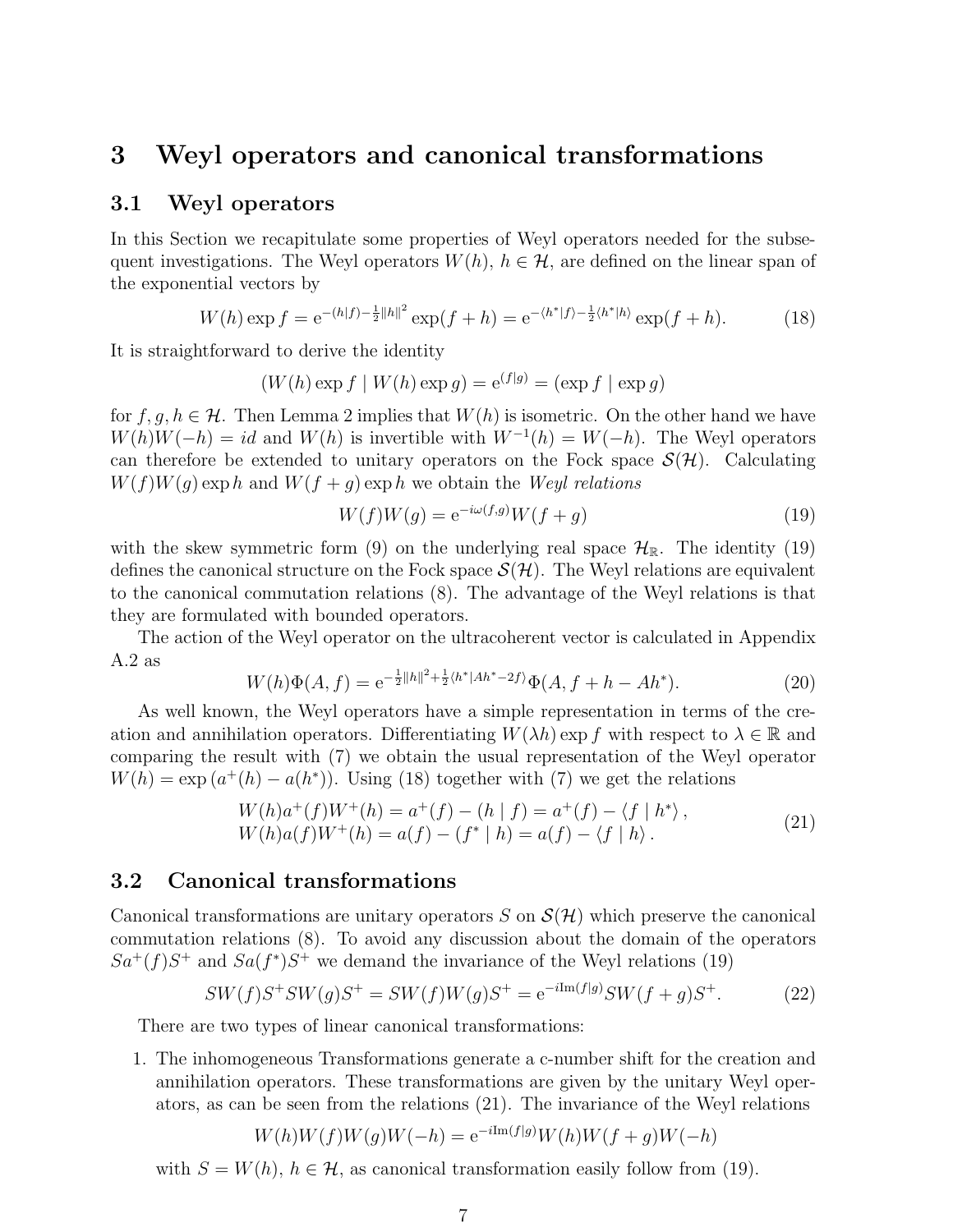# 3 Weyl operators and canonical transformations

## 3.1 Weyl operators

In this Section we recapitulate some properties of Weyl operators needed for the subsequent investigations. The Weyl operators $W(h)$, $h \in \mathcal{H}$, are defined on the linear span of the exponential vectors by

$$W(h)\exp f = \mathrm{e}^{-(h|f)-\frac{1}{2}\|h\|^2}\exp(f+h) = \mathrm{e}^{-\langle h^*|f\rangle - \frac{1}{2}\langle h^*|h\rangle}\exp(f+h). \tag{18}$$

It is straightforward to derive the identity

$$(W(h)\exp f \mid W(h)\exp g) = \mathrm{e}^{(f|g)} = (\exp f \mid \exp g)$$

for $f, g, h \in \mathcal{H}$. Then Lemma 2 implies that $W(h)$ is isometric. On the other hand we have $W(h)W(-h) = id$ and $W(h)$ is invertible with $W^{-1}(h) = W(-h)$. The Weyl operators can therefore be extended to unitary operators on the Fock space $\mathcal{S}(\mathcal{H})$. Calculating $W(f)W(g)\exp h$ and $W(f+g)\exp h$ we obtain the *Weyl relations*

$$W(f)W(g) = \mathrm{e}^{-i\omega(f,g)}W(f+g) \tag{19}$$

with the skew symmetric form (9) on the underlying real space $\mathcal{H}_{\mathbb{R}}$. The identity (19) defines the canonical structure on the Fock space $\mathcal{S}(\mathcal{H})$. The Weyl relations are equivalent to the canonical commutation relations (8). The advantage of the Weyl relations is that they are formulated with bounded operators.

The action of the Weyl operator on the ultracoherent vector is calculated in Appendix A.2 as

$$W(h)\Phi(A,f) = \mathrm{e}^{-\frac{1}{2}\|h\|^2 + \frac{1}{2}\langle h^*|Ah^* - 2f\rangle}\Phi(A, f+h-Ah^*). \tag{20}$$

As well known, the Weyl operators have a simple representation in terms of the creation and annihilation operators. Differentiating $W(\lambda h)\exp f$ with respect to $\lambda \in \mathbb{R}$ and comparing the result with (7) we obtain the usual representation of the Weyl operator $W(h) = \exp\left(a^+(h) - a(h^*)\right)$. Using (18) together with (7) we get the relations

$$\begin{aligned} W(h)a^+(f)W^+(h) &= a^+(f) - (h \mid f) = a^+(f) - \langle f \mid h^* \rangle\,, \\ W(h)a(f)W^+(h) &= a(f) - (f^* \mid h) = a(f) - \langle f \mid h \rangle\,. \end{aligned} \tag{21}$$

## 3.2 Canonical transformations

Canonical transformations are unitary operators $S$ on $\mathcal{S}(\mathcal{H})$ which preserve the canonical commutation relations (8). To avoid any discussion about the domain of the operators $Sa^+(f)S^+$ and $Sa(f^*)S^+$ we demand the invariance of the Weyl relations (19)

$$SW(f)S^+SW(g)S^+ = SW(f)W(g)S^+ = \mathrm{e}^{-i\mathrm{Im}(f|g)}SW(f+g)S^+. \tag{22}$$

There are two types of linear canonical transformations:

1. The inhomogeneous Transformations generate a c-number shift for the creation and annihilation operators. These transformations are given by the unitary Weyl operators, as can be seen from the relations (21). The invariance of the Weyl relations

$$W(h)W(f)W(g)W(-h) = \mathrm{e}^{-i\mathrm{Im}(f|g)}W(h)W(f+g)W(-h)$$

   with $S = W(h)$, $h \in \mathcal{H}$, as canonical transformation easily follow from (19).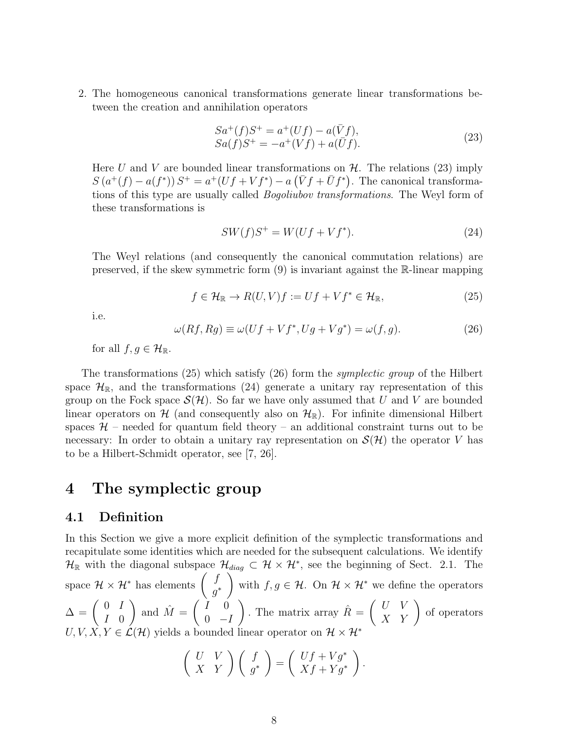2. The homogeneous canonical transformations generate linear transformations between the creation and annihilation operators

$$\begin{aligned} Sa^{+}(f)S^{+} &= a^{+}(Uf) - a(\bar{V}f), \\ Sa(f)S^{+} &= -a^{+}(Vf) + a(\bar{U}f). \end{aligned} \tag{23}$$

Here $U$ and $V$ are bounded linear transformations on $\mathcal{H}$. The relations (23) imply $S\left(a^{+}(f) - a(f^{*})\right)S^{+} = a^{+}(Uf + Vf^{*}) - a\left(\bar{V}f + \bar{U}f^{*}\right)$. The canonical transformations of this type are usually called *Bogoliubov transformations*. The Weyl form of these transformations is

$$SW(f)S^{+} = W(Uf + Vf^{*}). \tag{24}$$

The Weyl relations (and consequently the canonical commutation relations) are preserved, if the skew symmetric form (9) is invariant against the $\mathbb{R}$-linear mapping

$$f \in \mathcal{H}_{\mathbb{R}} \to R(U,V)f := Uf + Vf^{*} \in \mathcal{H}_{\mathbb{R}}, \tag{25}$$

i.e.

$$\omega(Rf, Rg) \equiv \omega(Uf + Vf^{*}, Ug + Vg^{*}) = \omega(f, g). \tag{26}$$

for all $f, g \in \mathcal{H}_{\mathbb{R}}$.

The transformations (25) which satisfy (26) form the *symplectic group* of the Hilbert space $\mathcal{H}_{\mathbb{R}}$, and the transformations (24) generate a unitary ray representation of this group on the Fock space $\mathcal{S}(\mathcal{H})$. So far we have only assumed that $U$ and $V$ are bounded linear operators on $\mathcal{H}$ (and consequently also on $\mathcal{H}_{\mathbb{R}}$). For infinite dimensional Hilbert spaces $\mathcal{H}$ – needed for quantum field theory – an additional constraint turns out to be necessary: In order to obtain a unitary ray representation on $\mathcal{S}(\mathcal{H})$ the operator $V$ has to be a Hilbert-Schmidt operator, see [7, 26].

# 4 The symplectic group

## 4.1 Definition

In this Section we give a more explicit definition of the symplectic transformations and recapitulate some identities which are needed for the subsequent calculations. We identify $\mathcal{H}_{\mathbb{R}}$ with the diagonal subspace $\mathcal{H}_{diag} \subset \mathcal{H} \times \mathcal{H}^{*}$, see the beginning of Sect. 2.1. The space $\mathcal{H} \times \mathcal{H}^{*}$ has elements $\begin{pmatrix} f \\ g^{*} \end{pmatrix}$ with $f, g \in \mathcal{H}$. On $\mathcal{H} \times \mathcal{H}^{*}$ we define the operators $\Delta = \begin{pmatrix} 0 & I \\ I & 0 \end{pmatrix}$ and $\hat{M} = \begin{pmatrix} I & 0 \\ 0 & -I \end{pmatrix}$. The matrix array $\hat{R} = \begin{pmatrix} U & V \\ X & Y \end{pmatrix}$ of operators $U, V, X, Y \in \mathcal{L}(\mathcal{H})$ yields a bounded linear operator on $\mathcal{H} \times \mathcal{H}^{*}$

$$\begin{pmatrix} U & V \\ X & Y \end{pmatrix} \begin{pmatrix} f \\ g^{*} \end{pmatrix} = \begin{pmatrix} Uf + Vg^{*} \\ Xf + Yg^{*} \end{pmatrix}.$$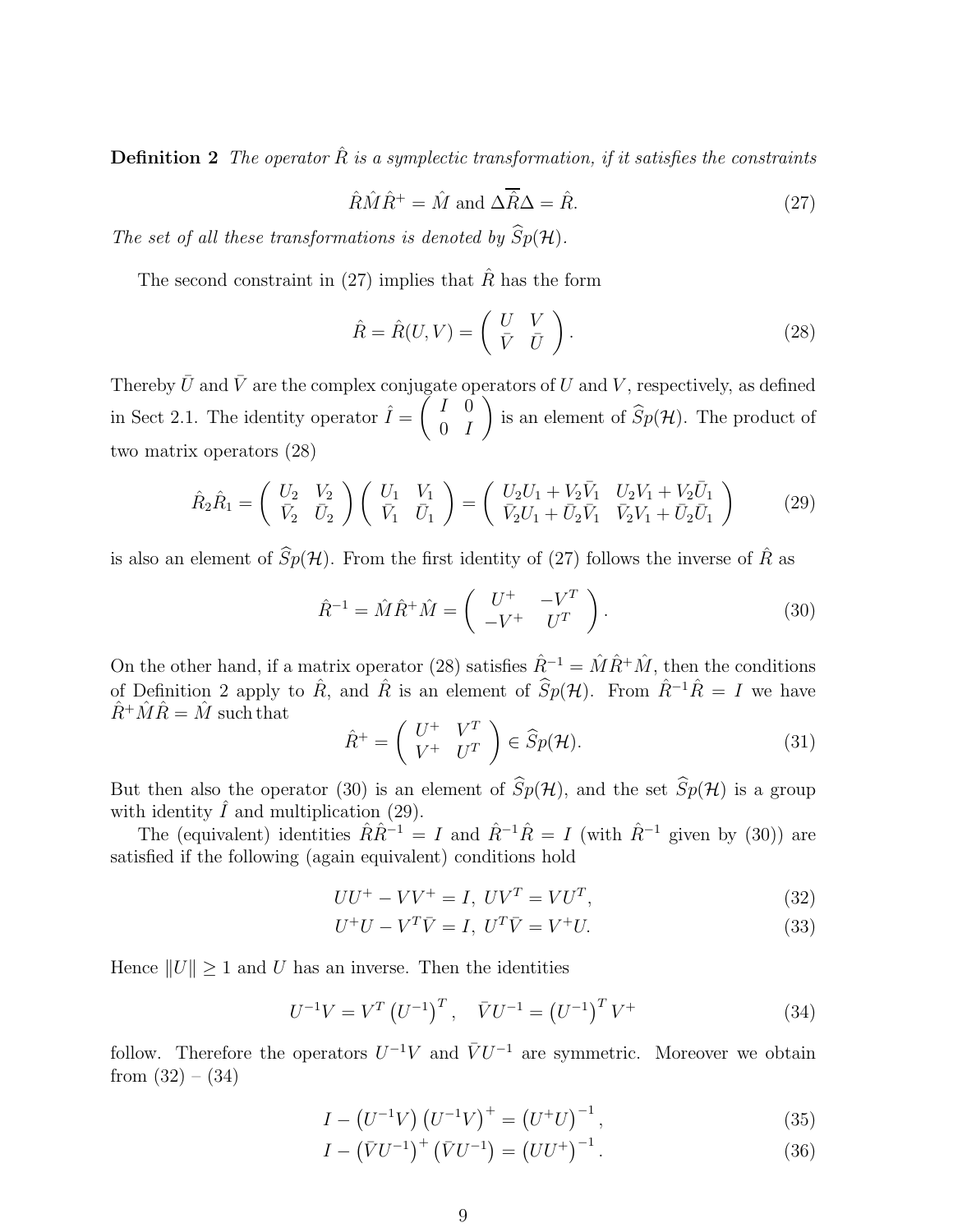**Definition 2** *The operator $\hat{R}$ is a symplectic transformation, if it satisfies the constraints*

$$\hat{R}\hat{M}\hat{R}^{+} = \hat{M} \text{ and } \Delta\overline{\hat{R}}\Delta = \hat{R}. \tag{27}$$

*The set of all these transformations is denoted by $\widehat{S}p(\mathcal{H})$.*

The second constraint in (27) implies that $\hat{R}$ has the form

$$\hat{R} = \hat{R}(U,V) = \begin{pmatrix} U & V \\ \bar{V} & \bar{U} \end{pmatrix}. \tag{28}$$

Thereby $\bar{U}$ and $\bar{V}$ are the complex conjugate operators of $U$ and $V$, respectively, as defined in Sect 2.1. The identity operator $\hat{I} = \begin{pmatrix} I & 0 \\ 0 & I \end{pmatrix}$ is an element of $\widehat{S}p(\mathcal{H})$. The product of two matrix operators (28)

$$\hat{R}_2\hat{R}_1 = \begin{pmatrix} U_2 & V_2 \\ \bar{V}_2 & \bar{U}_2 \end{pmatrix} \begin{pmatrix} U_1 & V_1 \\ \bar{V}_1 & \bar{U}_1 \end{pmatrix} = \begin{pmatrix} U_2U_1 + V_2\bar{V}_1 & U_2V_1 + V_2\bar{U}_1 \\ \bar{V}_2U_1 + \bar{U}_2\bar{V}_1 & \bar{V}_2V_1 + \bar{U}_2\bar{U}_1 \end{pmatrix} \tag{29}$$

is also an element of $\widehat{S}p(\mathcal{H})$. From the first identity of (27) follows the inverse of $\hat{R}$ as

$$\hat{R}^{-1} = \hat{M}\hat{R}^{+}\hat{M} = \begin{pmatrix} U^{+} & -V^{T} \\ -V^{+} & U^{T} \end{pmatrix}. \tag{30}$$

On the other hand, if a matrix operator (28) satisfies $\hat{R}^{-1} = \hat{M}\hat{R}^{+}\hat{M}$, then the conditions of Definition 2 apply to $\hat{R}$, and $\hat{R}$ is an element of $\widehat{S}p(\mathcal{H})$. From $\hat{R}^{-1}\hat{R} = I$ we have $\hat{R}^{+}\hat{M}\hat{R} = \hat{M}$ such that

$$\hat{R}^{+} = \begin{pmatrix} U^{+} & V^{T} \\ V^{+} & U^{T} \end{pmatrix} \in \widehat{S}p(\mathcal{H}). \tag{31}$$

But then also the operator (30) is an element of $\widehat{S}p(\mathcal{H})$, and the set $\widehat{S}p(\mathcal{H})$ is a group with identity $\hat{I}$ and multiplication (29).

The (equivalent) identities $\hat{R}\hat{R}^{-1} = I$ and $\hat{R}^{-1}\hat{R} = I$ (with $\hat{R}^{-1}$ given by (30)) are satisfied if the following (again equivalent) conditions hold

$$UU^{+} - VV^{+} = I,\ UV^{T} = VU^{T}, \tag{32}$$

$$U^{+}U - V^{T}\bar{V} = I,\ U^{T}\bar{V} = V^{+}U. \tag{33}$$

Hence $\|U\| \geq 1$ and $U$ has an inverse. Then the identities

$$U^{-1}V = V^{T}\left(U^{-1}\right)^{T},\quad \bar{V}U^{-1} = \left(U^{-1}\right)^{T}V^{+} \tag{34}$$

follow. Therefore the operators $U^{-1}V$ and $\bar{V}U^{-1}$ are symmetric. Moreover we obtain from (32) – (34)

$$I - \left(U^{-1}V\right)\left(U^{-1}V\right)^{+} = \left(U^{+}U\right)^{-1}, \tag{35}$$

$$I - \left(\bar{V}U^{-1}\right)^{+}\left(\bar{V}U^{-1}\right) = \left(UU^{+}\right)^{-1}. \tag{36}$$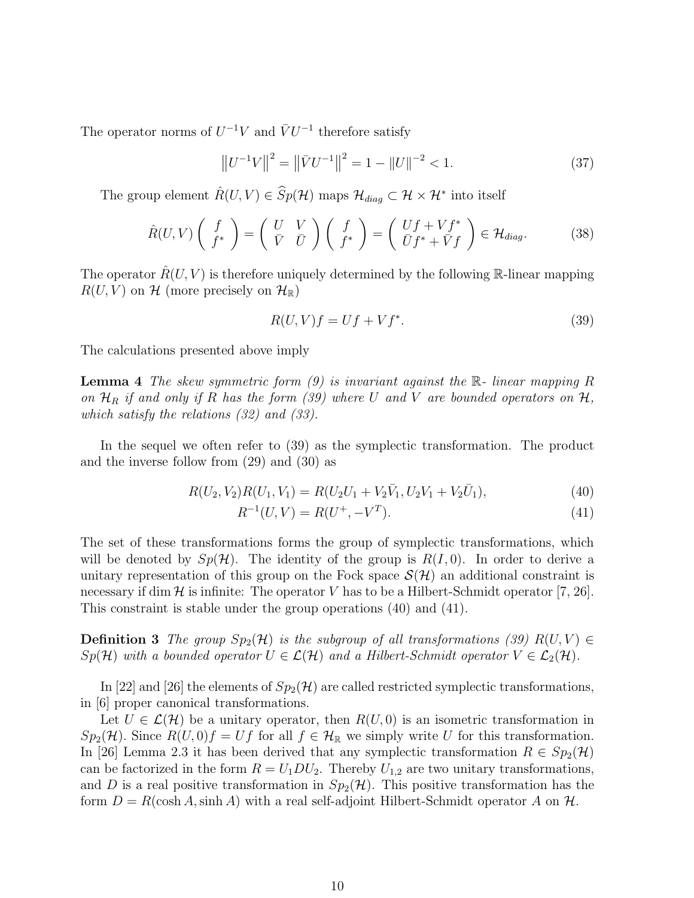The operator norms of $U^{-1}V$ and $\bar{V}U^{-1}$ therefore satisfy

$$\left\|U^{-1}V\right\|^2 = \left\|\bar{V}U^{-1}\right\|^2 = 1 - \|U\|^{-2} < 1. \tag{37}$$

The group element $\hat{R}(U,V) \in \widehat{S}p(\mathcal{H})$ maps $\mathcal{H}_{diag} \subset \mathcal{H} \times \mathcal{H}^*$ into itself

$$\hat{R}(U,V) \begin{pmatrix} f \\ f^* \end{pmatrix} = \begin{pmatrix} U & V \\ \bar{V} & \bar{U} \end{pmatrix} \begin{pmatrix} f \\ f^* \end{pmatrix} = \begin{pmatrix} Uf + Vf^* \\ \bar{U}f^* + \bar{V}f \end{pmatrix} \in \mathcal{H}_{diag}. \tag{38}$$

The operator $\hat{R}(U,V)$ is therefore uniquely determined by the following $\mathbb{R}$-linear mapping $R(U,V)$ on $\mathcal{H}$ (more precisely on $\mathcal{H}_{\mathbb{R}}$)

$$R(U,V)f = Uf + Vf^*. \tag{39}$$

The calculations presented above imply

**Lemma 4** *The skew symmetric form (9) is invariant against the $\mathbb{R}$- linear mapping $R$ on $\mathcal{H}_R$ if and only if $R$ has the form (39) where $U$ and $V$ are bounded operators on $\mathcal{H}$, which satisfy the relations (32) and (33).*

In the sequel we often refer to (39) as the symplectic transformation. The product and the inverse follow from (29) and (30) as

$$R(U_2,V_2)R(U_1,V_1) = R(U_2U_1 + V_2\bar{V}_1, U_2V_1 + V_2\bar{U}_1), \tag{40}$$

$$R^{-1}(U,V) = R(U^+, -V^T). \tag{41}$$

The set of these transformations forms the group of symplectic transformations, which will be denoted by $Sp(\mathcal{H})$. The identity of the group is $R(I,0)$. In order to derive a unitary representation of this group on the Fock space $\mathcal{S}(\mathcal{H})$ an additional constraint is necessary if $\dim \mathcal{H}$ is infinite: The operator $V$ has to be a Hilbert-Schmidt operator [7, 26]. This constraint is stable under the group operations (40) and (41).

**Definition 3** *The group $Sp_2(\mathcal{H})$ is the subgroup of all transformations (39) $R(U,V) \in Sp(\mathcal{H})$ with a bounded operator $U \in \mathcal{L}(\mathcal{H})$ and a Hilbert-Schmidt operator $V \in \mathcal{L}_2(\mathcal{H})$.*

In [22] and [26] the elements of $Sp_2(\mathcal{H})$ are called restricted symplectic transformations, in [6] proper canonical transformations.

Let $U \in \mathcal{L}(\mathcal{H})$ be a unitary operator, then $R(U,0)$ is an isometric transformation in $Sp_2(\mathcal{H})$. Since $R(U,0)f = Uf$ for all $f \in \mathcal{H}_{\mathbb{R}}$ we simply write $U$ for this transformation. In [26] Lemma 2.3 it has been derived that any symplectic transformation $R \in Sp_2(\mathcal{H})$ can be factorized in the form $R = U_1DU_2$. Thereby $U_{1,2}$ are two unitary transformations, and $D$ is a real positive transformation in $Sp_2(\mathcal{H})$. This positive transformation has the form $D = R(\cosh A, \sinh A)$ with a real self-adjoint Hilbert-Schmidt operator $A$ on $\mathcal{H}$.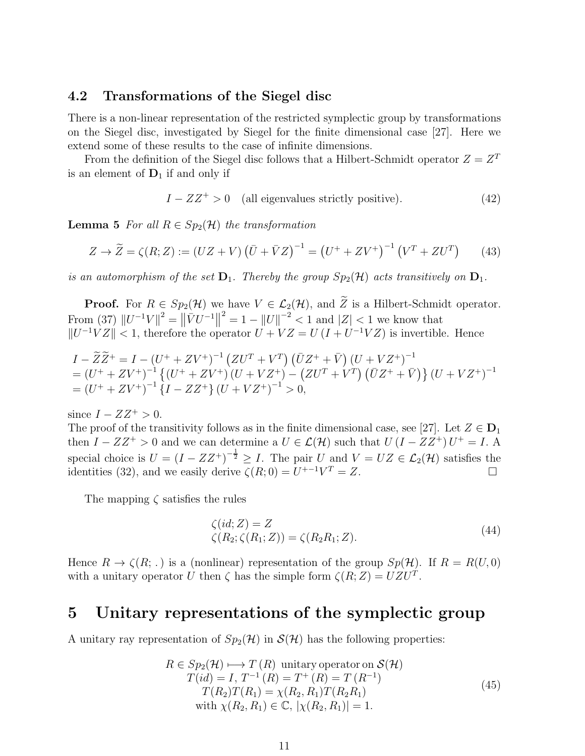### 4.2 Transformations of the Siegel disc

There is a non-linear representation of the restricted symplectic group by transformations on the Siegel disc, investigated by Siegel for the finite dimensional case [27]. Here we extend some of these results to the case of infinite dimensions.

From the definition of the Siegel disc follows that a Hilbert-Schmidt operator $Z = Z^T$ is an element of $\mathbf{D}_1$ if and only if

$$I - ZZ^+ > 0 \quad \text{(all eigenvalues strictly positive).} \tag{42}$$

**Lemma 5** *For all $R \in Sp_2(\mathcal{H})$ the transformation*

$$Z \to \widetilde{Z} = \zeta(R; Z) := (UZ + V)\left(\bar{U} + \bar{V}Z\right)^{-1} = \left(U^+ + ZV^+\right)^{-1}\left(V^T + ZU^T\right) \tag{43}$$

*is an automorphism of the set $\mathbf{D}_1$. Thereby the group $Sp_2(\mathcal{H})$ acts transitively on $\mathbf{D}_1$.*

**Proof.** For $R \in Sp_2(\mathcal{H})$ we have $V \in \mathcal{L}_2(\mathcal{H})$, and $\widetilde{Z}$ is a Hilbert-Schmidt operator. From (37) $\|U^{-1}V\|^2 = \left\|\bar{V}U^{-1}\right\|^2 = 1 - \|U\|^{-2} < 1$ and $|Z| < 1$ we know that $\|U^{-1}VZ\| < 1$, therefore the operator $U + VZ = U\left(I + U^{-1}VZ\right)$ is invertible. Hence

$$\begin{aligned}
&I - \widetilde{Z}\widetilde{Z}^+ = I - \left(U^+ + ZV^+\right)^{-1}\left(ZU^T + V^T\right)\left(\bar{U}Z^+ + \bar{V}\right)\left(U + VZ^+\right)^{-1} \\
&= \left(U^+ + ZV^+\right)^{-1}\left\{\left(U^+ + ZV^+\right)\left(U + VZ^+\right) - \left(ZU^T + V^T\right)\left(\bar{U}Z^+ + \bar{V}\right)\right\}\left(U + VZ^+\right)^{-1} \\
&= \left(U^+ + ZV^+\right)^{-1}\left\{I - ZZ^+\right\}\left(U + VZ^+\right)^{-1} > 0,
\end{aligned}$$

since $I - ZZ^+ > 0$.
The proof of the transitivity follows as in the finite dimensional case, see [27]. Let $Z \in \mathbf{D}_1$ then $I - ZZ^+ > 0$ and we can determine a $U \in \mathcal{L}(\mathcal{H})$ such that $U\left(I - ZZ^+\right)U^+ = I$. A special choice is $U = \left(I - ZZ^+\right)^{-\frac{1}{2}} \geq I$. The pair $U$ and $V = UZ \in \mathcal{L}_2(\mathcal{H})$ satisfies the identities (32), and we easily derive $\zeta(R; 0) = U^{+-1}V^T = Z$. $\square$

The mapping $\zeta$ satisfies the rules

$$\begin{aligned}
&\zeta(id; Z) = Z \\
&\zeta(R_2; \zeta(R_1; Z)) = \zeta(R_2 R_1; Z).
\end{aligned} \tag{44}$$

Hence $R \to \zeta(R; .)$ is a (nonlinear) representation of the group $Sp(\mathcal{H})$. If $R = R(U, 0)$ with a unitary operator $U$ then $\zeta$ has the simple form $\zeta(R; Z) = UZU^T$.

## 5 Unitary representations of the symplectic group

A unitary ray representation of $Sp_2(\mathcal{H})$ in $\mathcal{S}(\mathcal{H})$ has the following properties:

$$\begin{gathered}
R \in Sp_2(\mathcal{H}) \longmapsto T(R) \text{ unitary operator on } \mathcal{S}(\mathcal{H}) \\
T(id) = I,\, T^{-1}(R) = T^+(R) = T\left(R^{-1}\right) \\
T(R_2)T(R_1) = \chi(R_2, R_1)T(R_2 R_1) \\
\text{with } \chi(R_2, R_1) \in \mathbb{C},\, |\chi(R_2, R_1)| = 1.
\end{gathered} \tag{45}$$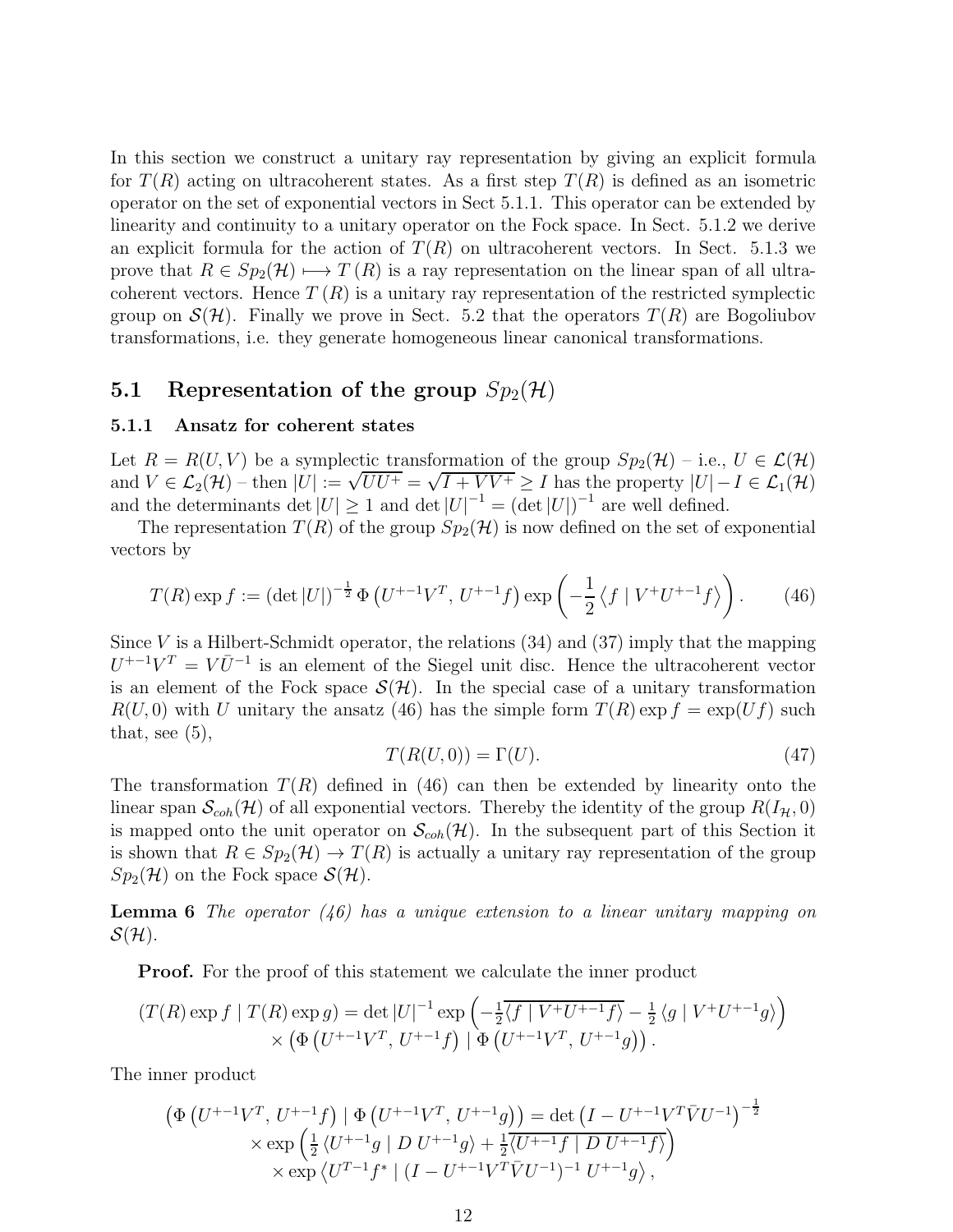In this section we construct a unitary ray representation by giving an explicit formula for $T(R)$ acting on ultracoherent states. As a first step $T(R)$ is defined as an isometric operator on the set of exponential vectors in Sect 5.1.1. This operator can be extended by linearity and continuity to a unitary operator on the Fock space. In Sect. 5.1.2 we derive an explicit formula for the action of $T(R)$ on ultracoherent vectors. In Sect. 5.1.3 we prove that $R \in Sp_2(\mathcal{H}) \longmapsto T(R)$ is a ray representation on the linear span of all ultracoherent vectors. Hence $T(R)$ is a unitary ray representation of the restricted symplectic group on $\mathcal{S}(\mathcal{H})$. Finally we prove in Sect. 5.2 that the operators $T(R)$ are Bogoliubov transformations, i.e. they generate homogeneous linear canonical transformations.

## 5.1 Representation of the group $Sp_2(\mathcal{H})$

### 5.1.1 Ansatz for coherent states

Let $R = R(U, V)$ be a symplectic transformation of the group $Sp_2(\mathcal{H})$ – i.e., $U \in \mathcal{L}(\mathcal{H})$ and $V \in \mathcal{L}_2(\mathcal{H})$ – then $|U| := \sqrt{UU^+} = \sqrt{I + VV^+} \geq I$ has the property $|U| - I \in \mathcal{L}_1(\mathcal{H})$ and the determinants $\det |U| \geq 1$ and $\det |U|^{-1} = (\det |U|)^{-1}$ are well defined.

The representation $T(R)$ of the group $Sp_2(\mathcal{H})$ is now defined on the set of exponential vectors by

$$T(R) \exp f := (\det |U|)^{-\frac{1}{2}} \, \Phi\left(U^{+-1}V^T, \, U^{+-1}f\right) \exp\left(-\frac{1}{2}\left\langle f \mid V^+U^{+-1}f\right\rangle\right). \qquad (46)$$

Since $V$ is a Hilbert-Schmidt operator, the relations (34) and (37) imply that the mapping $U^{+-1}V^T = V\bar{U}^{-1}$ is an element of the Siegel unit disc. Hence the ultracoherent vector is an element of the Fock space $\mathcal{S}(\mathcal{H})$. In the special case of a unitary transformation $R(U, 0)$ with $U$ unitary the ansatz (46) has the simple form $T(R) \exp f = \exp(Uf)$ such that, see (5),

$$T(R(U, 0)) = \Gamma(U). \qquad (47)$$

The transformation $T(R)$ defined in (46) can then be extended by linearity onto the linear span $\mathcal{S}_{coh}(\mathcal{H})$ of all exponential vectors. Thereby the identity of the group $R(I_{\mathcal{H}}, 0)$ is mapped onto the unit operator on $\mathcal{S}_{coh}(\mathcal{H})$. In the subsequent part of this Section it is shown that $R \in Sp_2(\mathcal{H}) \to T(R)$ is actually a unitary ray representation of the group $Sp_2(\mathcal{H})$ on the Fock space $\mathcal{S}(\mathcal{H})$.

**Lemma 6** *The operator (46) has a unique extension to a linear unitary mapping on $\mathcal{S}(\mathcal{H})$.*

**Proof.** For the proof of this statement we calculate the inner product

$$\begin{aligned}(T(R)\exp f \mid T(R)\exp g) = \det|U|^{-1} \exp\left(-\tfrac{1}{2}\overline{\left\langle f \mid V^+U^{+-1}f\right\rangle} - \tfrac{1}{2}\left\langle g \mid V^+U^{+-1}g\right\rangle\right) \\ \times \left(\Phi\left(U^{+-1}V^T, \, U^{+-1}f\right) \mid \Phi\left(U^{+-1}V^T, \, U^{+-1}g\right)\right).\end{aligned}$$

The inner product

$$\begin{aligned}\left(\Phi\left(U^{+-1}V^T, \, U^{+-1}f\right) \mid \Phi\left(U^{+-1}V^T, \, U^{+-1}g\right)\right) = \det\left(I - U^{+-1}V^T\bar{V}U^{-1}\right)^{-\frac{1}{2}} \\ \times \exp\left(\tfrac{1}{2}\left\langle U^{+-1}g \mid D\, U^{+-1}g\right\rangle + \tfrac{1}{2}\overline{\left\langle U^{+-1}f \mid D\, U^{+-1}f\right\rangle}\right) \\ \times \exp\left\langle U^{T-1}f^* \mid (I - U^{+-1}V^T\bar{V}U^{-1})^{-1}\, U^{+-1}g\right\rangle,\end{aligned}$$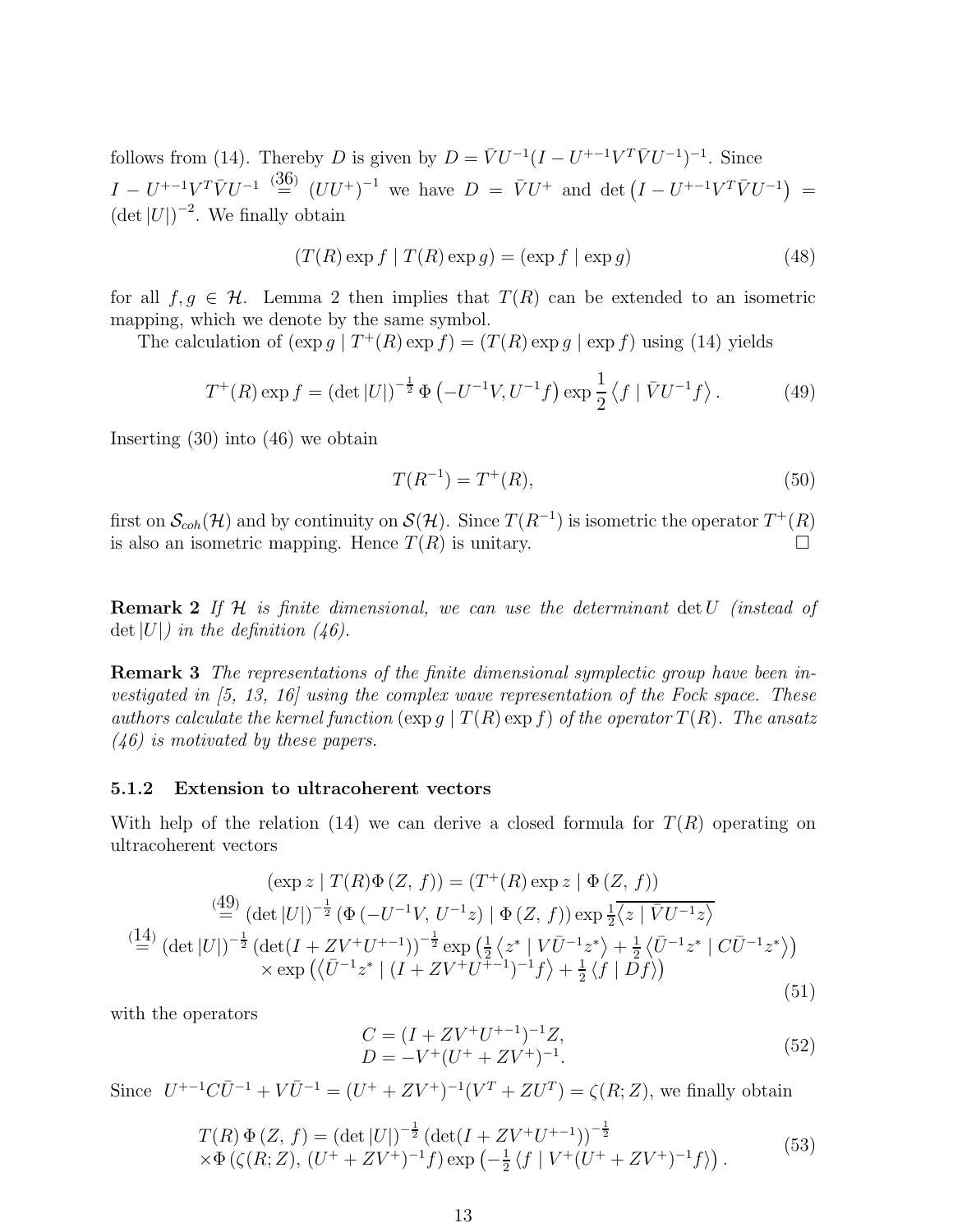follows from (14). Thereby $D$ is given by $D = \bar{V}U^{-1}(I - U^{+-1}V^T\bar{V}U^{-1})^{-1}$. Since $I - U^{+-1}V^T\bar{V}U^{-1} \overset{(36)}{=} (UU^+)^{-1}$ we have $D = \bar{V}U^+$ and $\det\left(I - U^{+-1}V^T\bar{V}U^{-1}\right) = (\det|U|)^{-2}$. We finally obtain

$$
(T(R)\exp f \mid T(R)\exp g) = (\exp f \mid \exp g) \tag{48}
$$

for all $f, g \in \mathcal{H}$. Lemma 2 then implies that $T(R)$ can be extended to an isometric mapping, which we denote by the same symbol.

The calculation of $(\exp g \mid T^+(R)\exp f) = (T(R)\exp g \mid \exp f)$ using (14) yields

$$
T^+(R)\exp f = (\det|U|)^{-\frac{1}{2}}\,\Phi\left(-U^{-1}V, U^{-1}f\right)\exp\frac{1}{2}\left\langle f \mid \bar{V}U^{-1}f\right\rangle. \tag{49}
$$

Inserting (30) into (46) we obtain

$$
T(R^{-1}) = T^+(R), \tag{50}
$$

first on $\mathcal{S}_{coh}(\mathcal{H})$ and by continuity on $\mathcal{S}(\mathcal{H})$. Since $T(R^{-1})$ is isometric the operator $T^+(R)$ is also an isometric mapping. Hence $T(R)$ is unitary. □

**Remark 2** *If $\mathcal{H}$ is finite dimensional, we can use the determinant $\det U$ (instead of $\det|U|$) in the definition (46).*

**Remark 3** *The representations of the finite dimensional symplectic group have been investigated in [5, 13, 16] using the complex wave representation of the Fock space. These authors calculate the kernel function $(\exp g \mid T(R)\exp f)$ of the operator $T(R)$. The ansatz (46) is motivated by these papers.*

#### 5.1.2 Extension to ultracoherent vectors

With help of the relation (14) we can derive a closed formula for $T(R)$ operating on ultracoherent vectors

$$
\begin{aligned}
&(\exp z \mid T(R)\Phi(Z,\, f)) = (T^+(R)\exp z \mid \Phi(Z,\, f)) \\
&\overset{(49)}{=} (\det|U|)^{-\frac{1}{2}}\left(\Phi\left(-U^{-1}V,\, U^{-1}z\right) \mid \Phi(Z,\, f)\right)\exp\tfrac{1}{2}\overline{\left\langle z \mid \bar{V}U^{-1}z\right\rangle} \\
&\overset{(14)}{=} (\det|U|)^{-\frac{1}{2}}\left(\det(I + ZV^+U^{+-1})\right)^{-\frac{1}{2}}\exp\left(\tfrac{1}{2}\left\langle z^* \mid V\bar{U}^{-1}z^*\right\rangle + \tfrac{1}{2}\left\langle \bar{U}^{-1}z^* \mid C\bar{U}^{-1}z^*\right\rangle\right) \\
&\qquad\times\exp\left(\left\langle \bar{U}^{-1}z^* \mid (I + ZV^+U^{+-1})^{-1}f\right\rangle + \tfrac{1}{2}\left\langle f \mid Df\right\rangle\right)
\end{aligned} \tag{51}
$$

with the operators

$$
\begin{aligned}
C &= (I + ZV^+U^{+-1})^{-1}Z, \\
D &= -V^+(U^+ + ZV^+)^{-1}.
\end{aligned} \tag{52}
$$

Since $U^{+-1}C\bar{U}^{-1} + V\bar{U}^{-1} = (U^+ + ZV^+)^{-1}(V^T + ZU^T) = \zeta(R;Z)$, we finally obtain

$$
\begin{aligned}
&T(R)\,\Phi(Z,\, f) = (\det|U|)^{-\frac{1}{2}}\left(\det(I + ZV^+U^{+-1})\right)^{-\frac{1}{2}} \\
&\times\Phi\left(\zeta(R;Z),\, (U^+ + ZV^+)^{-1}f\right)\exp\left(-\tfrac{1}{2}\left\langle f \mid V^+(U^+ + ZV^+)^{-1}f\right\rangle\right).
\end{aligned} \tag{53}
$$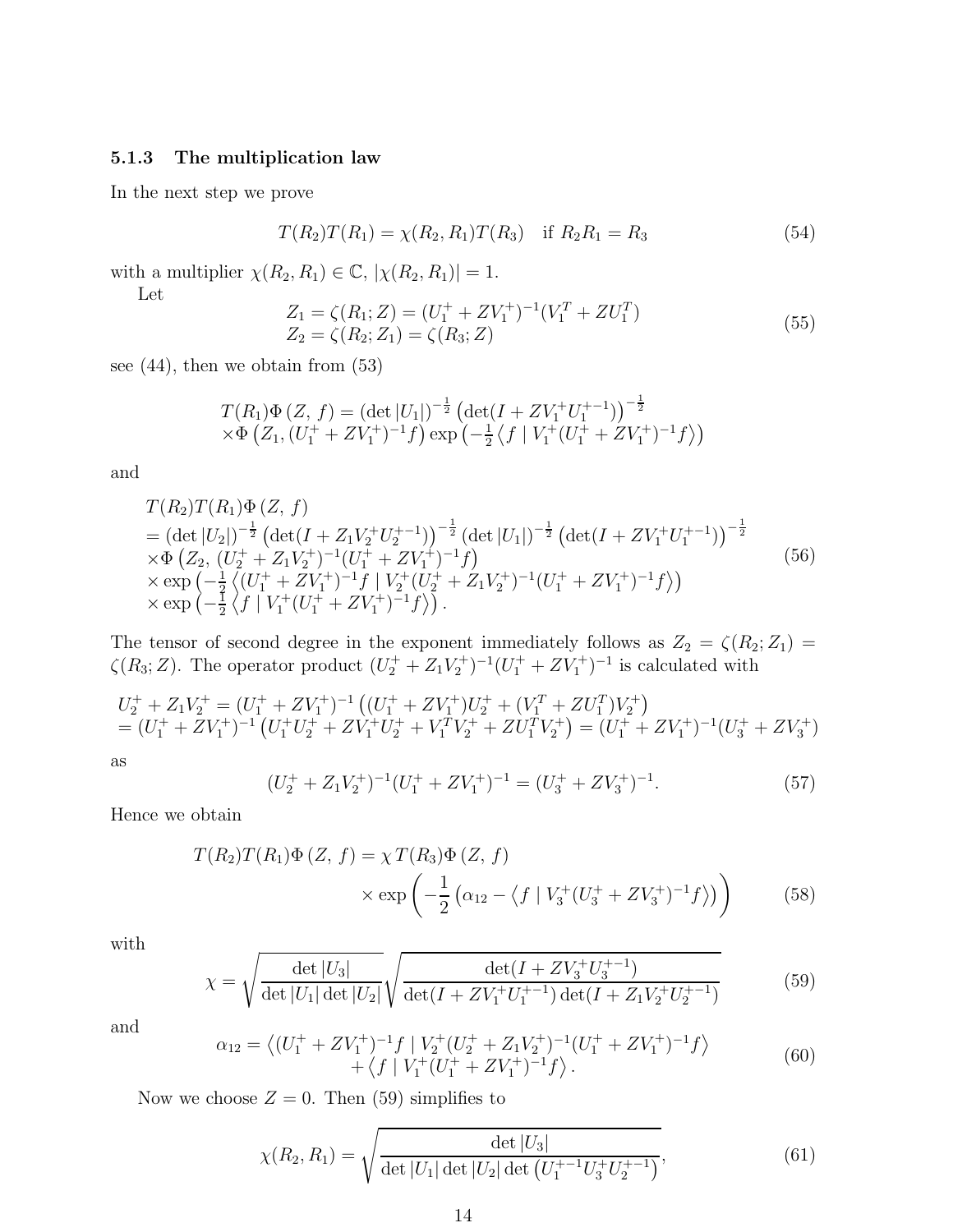### 5.1.3 The multiplication law

In the next step we prove

$$T(R_2)T(R_1) = \chi(R_2, R_1)T(R_3) \quad \text{if } R_2R_1 = R_3 \tag{54}$$

with a multiplier $\chi(R_2, R_1) \in \mathbb{C}$, $|\chi(R_2, R_1)| = 1$.

Let

$$\begin{aligned} Z_1 &= \zeta(R_1; Z) = (U_1^+ + ZV_1^+)^{-1}(V_1^T + ZU_1^T) \\ Z_2 &= \zeta(R_2; Z_1) = \zeta(R_3; Z) \end{aligned} \tag{55}$$

see (44), then we obtain from (53)

$$\begin{aligned} &T(R_1)\Phi\,(Z,\, f) = (\det|U_1|)^{-\frac{1}{2}} \left(\det(I + ZV_1^+U_1^{+-1})\right)^{-\frac{1}{2}} \\ &\times \Phi\left(Z_1, (U_1^+ + ZV_1^+)^{-1}f\right) \exp\left(-\tfrac{1}{2}\left\langle f \mid V_1^+(U_1^+ + ZV_1^+)^{-1}f\right\rangle\right) \end{aligned}$$

and

$$\begin{aligned} &T(R_2)T(R_1)\Phi\,(Z,\, f) \\ &= (\det|U_2|)^{-\frac{1}{2}} \left(\det(I + Z_1V_2^+U_2^{+-1})\right)^{-\frac{1}{2}} (\det|U_1|)^{-\frac{1}{2}} \left(\det(I + ZV_1^+U_1^{+-1})\right)^{-\frac{1}{2}} \\ &\times \Phi\left(Z_2,\, (U_2^+ + Z_1V_2^+)^{-1}(U_1^+ + ZV_1^+)^{-1}f\right) \\ &\times \exp\left(-\tfrac{1}{2}\left\langle (U_1^+ + ZV_1^+)^{-1}f \mid V_2^+(U_2^+ + Z_1V_2^+)^{-1}(U_1^+ + ZV_1^+)^{-1}f\right\rangle\right) \\ &\times \exp\left(-\tfrac{1}{2}\left\langle f \mid V_1^+(U_1^+ + ZV_1^+)^{-1}f\right\rangle\right). \end{aligned} \tag{56}$$

The tensor of second degree in the exponent immediately follows as $Z_2 = \zeta(R_2; Z_1) = \zeta(R_3; Z)$. The operator product $(U_2^+ + Z_1V_2^+)^{-1}(U_1^+ + ZV_1^+)^{-1}$ is calculated with

$$\begin{aligned} &U_2^+ + Z_1V_2^+ = (U_1^+ + ZV_1^+)^{-1}\left((U_1^+ + ZV_1^+)U_2^+ + (V_1^T + ZU_1^T)V_2^+\right) \\ &= (U_1^+ + ZV_1^+)^{-1}\left(U_1^+U_2^+ + ZV_1^+U_2^+ + V_1^TV_2^+ + ZU_1^TV_2^+\right) = (U_1^+ + ZV_1^+)^{-1}(U_3^+ + ZV_3^+) \end{aligned}$$

as

$$(U_2^+ + Z_1V_2^+)^{-1}(U_1^+ + ZV_1^+)^{-1} = (U_3^+ + ZV_3^+)^{-1}. \tag{57}$$

Hence we obtain

$$\begin{aligned} T(R_2)T(R_1)\Phi\,(Z,\, f) &= \chi\, T(R_3)\Phi\,(Z,\, f) \\ &\quad \times \exp\left(-\frac{1}{2}\left(\alpha_{12} - \left\langle f \mid V_3^+(U_3^+ + ZV_3^+)^{-1}f\right\rangle\right)\right) \end{aligned} \tag{58}$$

with

$$\chi = \sqrt{\frac{\det|U_3|}{\det|U_1|\det|U_2|}}\sqrt{\frac{\det(I + ZV_3^+U_3^{+-1})}{\det(I + ZV_1^+U_1^{+-1})\det(I + Z_1V_2^+U_2^{+-1})}} \tag{59}$$

and

$$\begin{aligned} \alpha_{12} = &\left\langle (U_1^+ + ZV_1^+)^{-1}f \mid V_2^+(U_2^+ + Z_1V_2^+)^{-1}(U_1^+ + ZV_1^+)^{-1}f\right\rangle \\ &+ \left\langle f \mid V_1^+(U_1^+ + ZV_1^+)^{-1}f\right\rangle. \end{aligned} \tag{60}$$

Now we choose $Z = 0$. Then (59) simplifies to

$$\chi(R_2, R_1) = \sqrt{\frac{\det|U_3|}{\det|U_1|\det|U_2|\det\left(U_1^{+-1}U_3^+U_2^{+-1}\right)}}, \tag{61}$$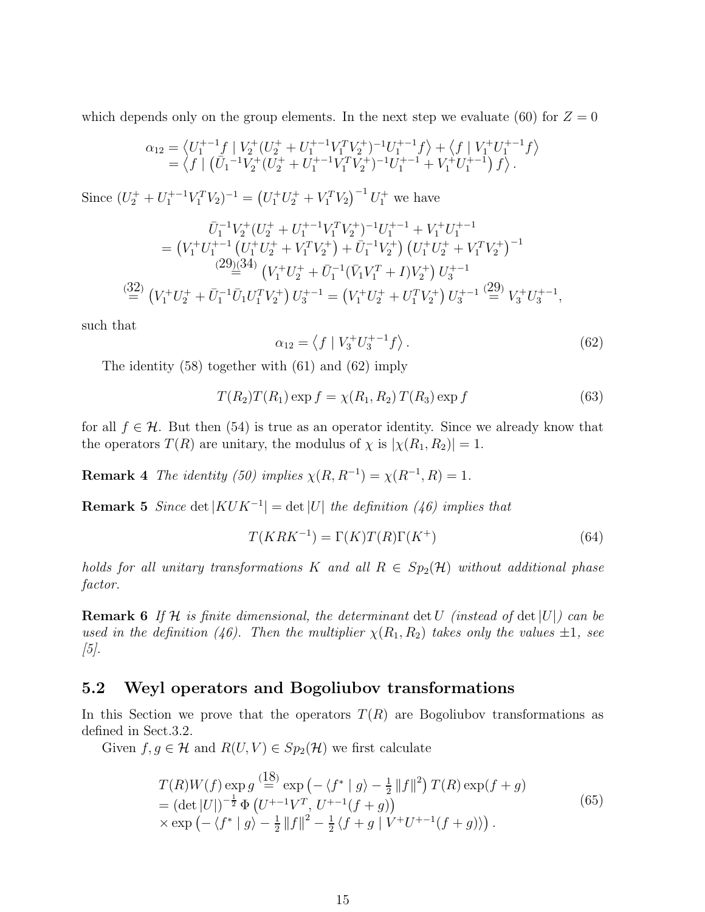which depends only on the group elements. In the next step we evaluate (60) for $Z = 0$

$$
\begin{aligned}
\alpha_{12} &= \left\langle U_1^{+-1} f \mid V_2^+ (U_2^+ + U_1^{+-1} V_1^T V_2^+)^{-1} U_1^{+-1} f \right\rangle + \left\langle f \mid V_1^+ U_1^{+-1} f \right\rangle \\
&= \left\langle f \mid \left( \bar{U}_1^{-1} V_2^+ (U_2^+ + U_1^{+-1} V_1^T V_2^+)^{-1} U_1^{+-1} + V_1^+ U_1^{+-1} \right) f \right\rangle .
\end{aligned}
$$

Since $(U_2^+ + U_1^{+-1} V_1^T V_2)^{-1} = \left( U_1^+ U_2^+ + V_1^T V_2 \right)^{-1} U_1^+$ we have

$$
\begin{aligned}
&\bar{U}_1^{-1} V_2^+ (U_2^+ + U_1^{+-1} V_1^T V_2^+)^{-1} U_1^{+-1} + V_1^+ U_1^{+-1} \\
&= \left( V_1^+ U_1^{+-1} \left( U_1^+ U_2^+ + V_1^T V_2^+ \right) + \bar{U}_1^{-1} V_2^+ \right) \left( U_1^+ U_2^+ + V_1^T V_2^+ \right)^{-1} \\
&\overset{(29),(34)}{=} \left( V_1^+ U_2^+ + \bar{U}_1^{-1} (\bar{V}_1 V_1^T + I) V_2^+ \right) U_3^{+-1} \\
&\overset{(32)}{=} \left( V_1^+ U_2^+ + \bar{U}_1^{-1} \bar{U}_1 U_1^T V_2^+ \right) U_3^{+-1} = \left( V_1^+ U_2^+ + U_1^T V_2^+ \right) U_3^{+-1} \overset{(29)}{=} V_3^+ U_3^{+-1},
\end{aligned}
$$

such that

$$
\alpha_{12} = \left\langle f \mid V_3^+ U_3^{+-1} f \right\rangle . \tag{62}
$$

The identity (58) together with (61) and (62) imply

$$
T(R_2) T(R_1) \exp f = \chi(R_1, R_2)\, T(R_3) \exp f \tag{63}
$$

for all $f \in \mathcal{H}$. But then (54) is true as an operator identity. Since we already know that the operators $T(R)$ are unitary, the modulus of $\chi$ is $|\chi(R_1, R_2)| = 1$.

**Remark 4** *The identity (50) implies* $\chi(R, R^{-1}) = \chi(R^{-1}, R) = 1$.

**Remark 5** *Since* $\det |KUK^{-1}| = \det |U|$ *the definition (46) implies that*

$$
T(KRK^{-1}) = \Gamma(K) T(R) \Gamma(K^+) \tag{64}
$$

*holds for all unitary transformations $K$ and all $R \in Sp_2(\mathcal{H})$ without additional phase factor.*

**Remark 6** *If $\mathcal{H}$ is finite dimensional, the determinant $\det U$ (instead of $\det |U|$) can be used in the definition (46). Then the multiplier $\chi(R_1, R_2)$ takes only the values $\pm 1$, see [5].*

## 5.2 Weyl operators and Bogoliubov transformations

In this Section we prove that the operators $T(R)$ are Bogoliubov transformations as defined in Sect.3.2.

Given $f, g \in \mathcal{H}$ and $R(U, V) \in Sp_2(\mathcal{H})$ we first calculate

$$
\begin{aligned}
&T(R) W(f) \exp g \overset{(18)}{=} \exp\left( - \langle f^* \mid g \rangle - \tfrac{1}{2} \|f\|^2 \right) T(R) \exp(f + g) \\
&= (\det |U|)^{-\frac{1}{2}}\, \Phi\left( U^{+-1} V^T,\, U^{+-1}(f+g) \right) \\
&\times \exp\left( - \langle f^* \mid g \rangle - \tfrac{1}{2} \|f\|^2 - \tfrac{1}{2} \langle f + g \mid V^+ U^{+-1} (f+g) \rangle \right) .
\end{aligned} \tag{65}
$$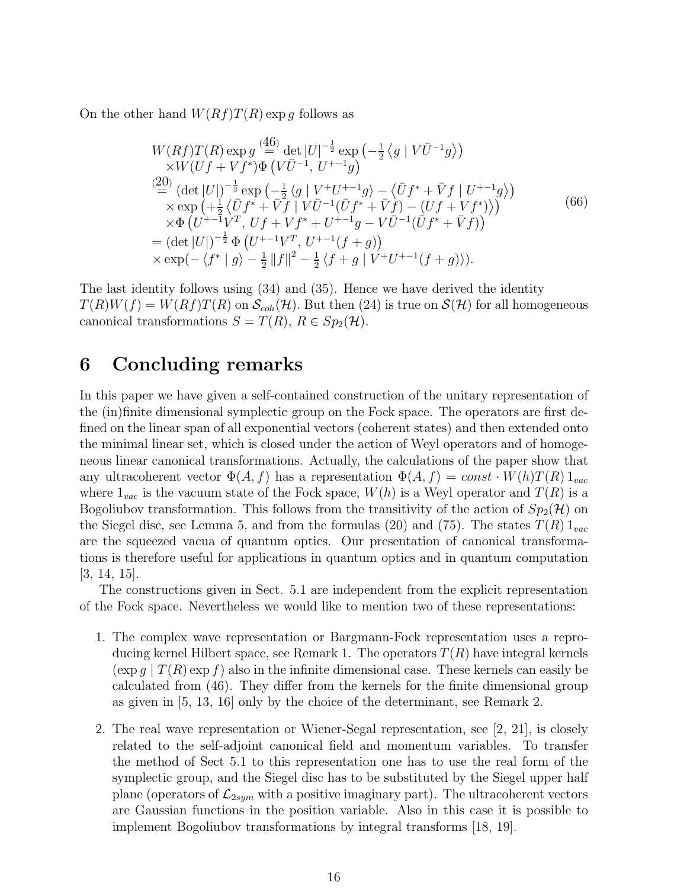On the other hand $W(Rf)T(R)\exp g$ follows as

$$
\begin{aligned}
&W(Rf)T(R)\exp g \overset{(46)}{=} \det|U|^{-\frac{1}{2}} \exp\left(-\tfrac{1}{2}\left\langle g \mid V\bar{U}^{-1}g\right\rangle\right) \\
&\quad \times W(Uf + Vf^{*})\Phi\left(V\bar{U}^{-1},\, U^{+-1}g\right) \\
&\overset{(20)}{=} (\det|U|)^{-\frac{1}{2}} \exp\left(-\tfrac{1}{2}\left\langle g \mid V^{+}U^{+-1}g\right\rangle - \left\langle \bar{U}f^{*} + \bar{V}f \mid U^{+-1}g\right\rangle\right) \\
&\quad \times \exp\left(+\tfrac{1}{2}\left\langle \bar{U}f^{*} + \bar{V}f \mid V\bar{U}^{-1}(\bar{U}f^{*} + \bar{V}f) - (Uf + Vf^{*})\right\rangle\right) \\
&\quad \times \Phi\left(U^{+-1}V^{T},\, Uf + Vf^{*} + U^{+-1}g - V\bar{U}^{-1}(\bar{U}f^{*} + \bar{V}f)\right) \\
&= (\det|U|)^{-\frac{1}{2}}\, \Phi\left(U^{+-1}V^{T},\, U^{+-1}(f+g)\right) \\
&\quad \times \exp(-\left\langle f^{*} \mid g\right\rangle - \tfrac{1}{2}\left\|f\right\|^{2} - \tfrac{1}{2}\left\langle f+g \mid V^{+}U^{+-1}(f+g)\right\rangle).
\end{aligned}
\tag{66}
$$

The last identity follows using (34) and (35). Hence we have derived the identity $T(R)W(f) = W(Rf)T(R)$ on $\mathcal{S}_{coh}(\mathcal{H})$. But then (24) is true on $\mathcal{S}(\mathcal{H})$ for all homogeneous canonical transformations $S = T(R)$, $R \in Sp_2(\mathcal{H})$.

# 6 Concluding remarks

In this paper we have given a self-contained construction of the unitary representation of the (in)finite dimensional symplectic group on the Fock space. The operators are first defined on the linear span of all exponential vectors (coherent states) and then extended onto the minimal linear set, which is closed under the action of Weyl operators and of homogeneous linear canonical transformations. Actually, the calculations of the paper show that any ultracoherent vector $\Phi(A, f)$ has a representation $\Phi(A, f) = const \cdot W(h)T(R)\, 1_{vac}$ where $1_{vac}$ is the vacuum state of the Fock space, $W(h)$ is a Weyl operator and $T(R)$ is a Bogoliubov transformation. This follows from the transitivity of the action of $Sp_2(\mathcal{H})$ on the Siegel disc, see Lemma 5, and from the formulas (20) and (75). The states $T(R)\, 1_{vac}$ are the squeezed vacua of quantum optics. Our presentation of canonical transformations is therefore useful for applications in quantum optics and in quantum computation [3, 14, 15].

The constructions given in Sect. 5.1 are independent from the explicit representation of the Fock space. Nevertheless we would like to mention two of these representations:

1. The complex wave representation or Bargmann-Fock representation uses a reproducing kernel Hilbert space, see Remark 1. The operators $T(R)$ have integral kernels $(\exp g \mid T(R)\exp f)$ also in the infinite dimensional case. These kernels can easily be calculated from (46). They differ from the kernels for the finite dimensional group as given in [5, 13, 16] only by the choice of the determinant, see Remark 2.

2. The real wave representation or Wiener-Segal representation, see [2, 21], is closely related to the self-adjoint canonical field and momentum variables. To transfer the method of Sect 5.1 to this representation one has to use the real form of the symplectic group, and the Siegel disc has to be substituted by the Siegel upper half plane (operators of $\mathcal{L}_{2sym}$ with a positive imaginary part). The ultracoherent vectors are Gaussian functions in the position variable. Also in this case it is possible to implement Bogoliubov transformations by integral transforms [18, 19].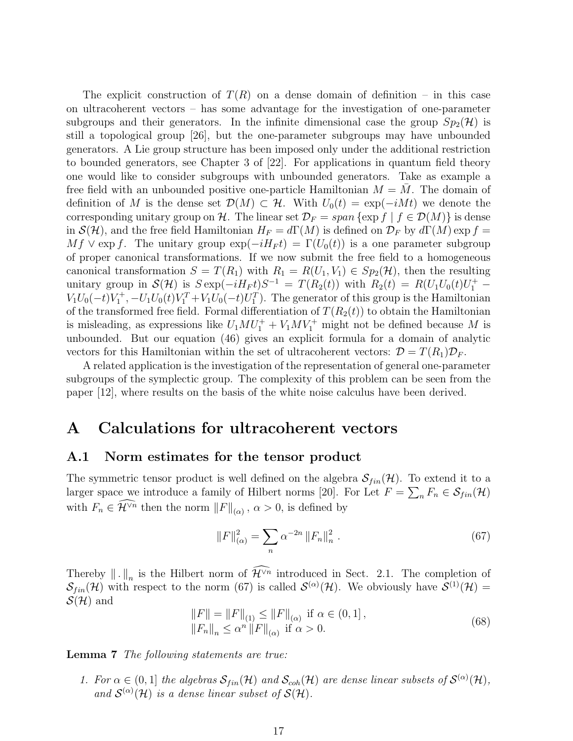The explicit construction of $T(R)$ on a dense domain of definition – in this case on ultracoherent vectors – has some advantage for the investigation of one-parameter subgroups and their generators. In the infinite dimensional case the group $Sp_2(\mathcal{H})$ is still a topological group [26], but the one-parameter subgroups may have unbounded generators. A Lie group structure has been imposed only under the additional restriction to bounded generators, see Chapter 3 of [22]. For applications in quantum field theory one would like to consider subgroups with unbounded generators. Take as example a free field with an unbounded positive one-particle Hamiltonian $M = \bar{M}$. The domain of definition of $M$ is the dense set $\mathcal{D}(M) \subset \mathcal{H}$. With $U_0(t) = \exp(-iMt)$ we denote the corresponding unitary group on $\mathcal{H}$. The linear set $\mathcal{D}_F = span\{\exp f \mid f \in \mathcal{D}(M)\}$ is dense in $\mathcal{S}(\mathcal{H})$, and the free field Hamiltonian $H_F = d\Gamma(M)$ is defined on $\mathcal{D}_F$ by $d\Gamma(M)\exp f = Mf \vee \exp f$. The unitary group $\exp(-iH_F t) = \Gamma(U_0(t))$ is a one parameter subgroup of proper canonical transformations. If we now submit the free field to a homogeneous canonical transformation $S = T(R_1)$ with $R_1 = R(U_1, V_1) \in Sp_2(\mathcal{H})$, then the resulting unitary group in $\mathcal{S}(\mathcal{H})$ is $S\exp(-iH_F t)S^{-1} = T(R_2(t))$ with $R_2(t) = R(U_1 U_0(t) U_1^+ - V_1 U_0(-t) V_1^+, -U_1 U_0(t) V_1^T + V_1 U_0(-t) U_1^T)$. The generator of this group is the Hamiltonian of the transformed free field. Formal differentiation of $T(R_2(t))$ to obtain the Hamiltonian is misleading, as expressions like $U_1 M U_1^+ + V_1 M V_1^+$ might not be defined because $M$ is unbounded. But our equation (46) gives an explicit formula for a domain of analytic vectors for this Hamiltonian within the set of ultracoherent vectors: $\mathcal{D} = T(R_1)\mathcal{D}_F$.

A related application is the investigation of the representation of general one-parameter subgroups of the symplectic group. The complexity of this problem can be seen from the paper [12], where results on the basis of the white noise calculus have been derived.

# A Calculations for ultracoherent vectors

## A.1 Norm estimates for the tensor product

The symmetric tensor product is well defined on the algebra $\mathcal{S}_{fin}(\mathcal{H})$. To extend it to a larger space we introduce a family of Hilbert norms [20]. For Let $F = \sum_n F_n \in \mathcal{S}_{fin}(\mathcal{H})$ with $F_n \in \widehat{\mathcal{H}^{\vee n}}$ then the norm $\|F\|_{(\alpha)}$, $\alpha > 0$, is defined by

$$\|F\|_{(\alpha)}^2 = \sum_n \alpha^{-2n} \|F_n\|_n^2 \,. \tag{67}$$

Thereby $\|\,.\,\|_n$ is the Hilbert norm of $\widehat{\mathcal{H}^{\vee n}}$ introduced in Sect. 2.1. The completion of $\mathcal{S}_{fin}(\mathcal{H})$ with respect to the norm (67) is called $\mathcal{S}^{(\alpha)}(\mathcal{H})$. We obviously have $\mathcal{S}^{(1)}(\mathcal{H}) = \mathcal{S}(\mathcal{H})$ and

$$\begin{aligned} \|F\| = \|F\|_{(1)} \leq \|F\|_{(\alpha)} \text{ if } \alpha \in (0,1]\,, \\ \|F_n\|_n \leq \alpha^n \|F\|_{(\alpha)} \text{ if } \alpha > 0. \end{aligned} \tag{68}$$

**Lemma 7** *The following statements are true:*

1. *For $\alpha \in (0,1]$ the algebras $\mathcal{S}_{fin}(\mathcal{H})$ and $\mathcal{S}_{coh}(\mathcal{H})$ are dense linear subsets of $\mathcal{S}^{(\alpha)}(\mathcal{H})$, and $\mathcal{S}^{(\alpha)}(\mathcal{H})$ is a dense linear subset of $\mathcal{S}(\mathcal{H})$.*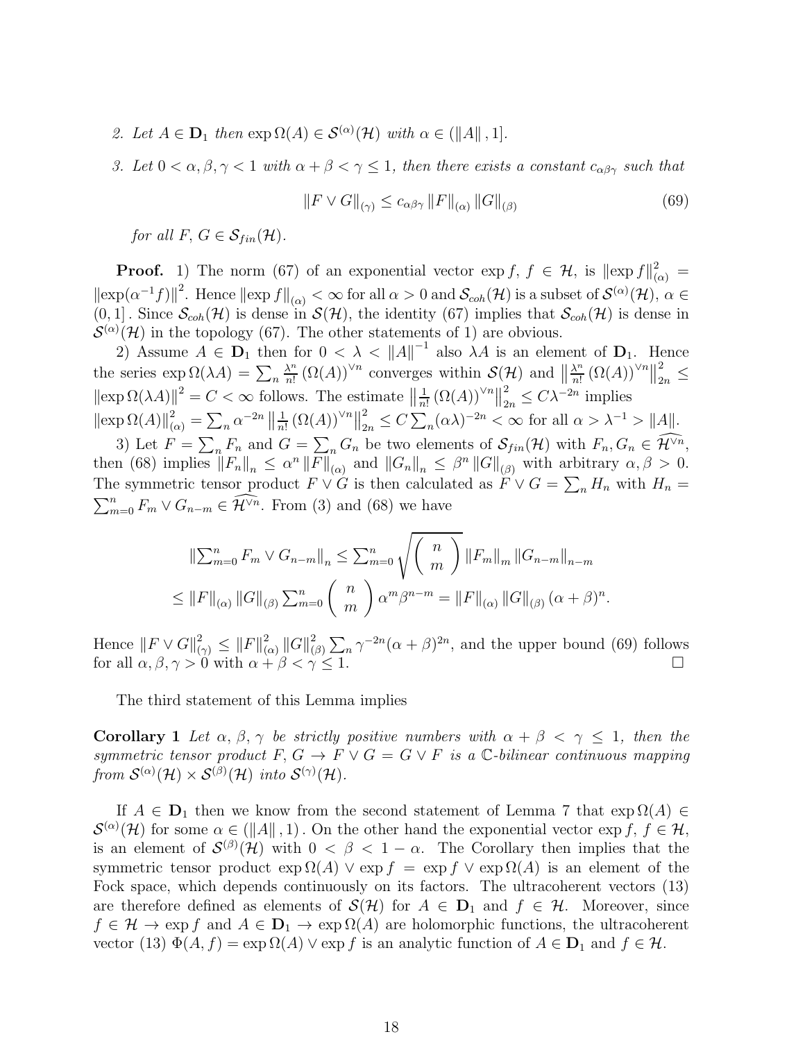2. *Let $A \in \mathbf{D}_1$ then $\exp \Omega(A) \in \mathcal{S}^{(\alpha)}(\mathcal{H})$ with $\alpha \in (\|A\|, 1]$.*

3. *Let $0 < \alpha, \beta, \gamma < 1$ with $\alpha + \beta < \gamma \leq 1$, then there exists a constant $c_{\alpha\beta\gamma}$ such that*

$$\|F \vee G\|_{(\gamma)} \leq c_{\alpha\beta\gamma} \|F\|_{(\alpha)} \|G\|_{(\beta)} \tag{69}$$

*for all $F, G \in \mathcal{S}_{fin}(\mathcal{H})$.*

**Proof.** 1) The norm (67) of an exponential vector $\exp f$, $f \in \mathcal{H}$, is $\|\exp f\|_{(\alpha)}^2 = \|\exp(\alpha^{-1} f)\|^2$. Hence $\|\exp f\|_{(\alpha)} < \infty$ for all $\alpha > 0$ and $\mathcal{S}_{coh}(\mathcal{H})$ is a subset of $\mathcal{S}^{(\alpha)}(\mathcal{H})$, $\alpha \in (0, 1]$. Since $\mathcal{S}_{coh}(\mathcal{H})$ is dense in $\mathcal{S}(\mathcal{H})$, the identity (67) implies that $\mathcal{S}_{coh}(\mathcal{H})$ is dense in $\mathcal{S}^{(\alpha)}(\mathcal{H})$ in the topology (67). The other statements of 1) are obvious.

2) Assume $A \in \mathbf{D}_1$ then for $0 < \lambda < \|A\|^{-1}$ also $\lambda A$ is an element of $\mathbf{D}_1$. Hence the series $\exp \Omega(\lambda A) = \sum_n \frac{\lambda^n}{n!} (\Omega(A))^{\vee n}$ converges within $\mathcal{S}(\mathcal{H})$ and $\left\| \frac{\lambda^n}{n!} (\Omega(A))^{\vee n} \right\|_{2n}^2 \leq \|\exp \Omega(\lambda A)\|^2 = C < \infty$ follows. The estimate $\left\| \frac{1}{n!} (\Omega(A))^{\vee n} \right\|_{2n}^2 \leq C \lambda^{-2n}$ implies $\|\exp \Omega(A)\|_{(\alpha)}^2 = \sum_n \alpha^{-2n} \left\| \frac{1}{n!} (\Omega(A))^{\vee n} \right\|_{2n}^2 \leq C \sum_n (\alpha\lambda)^{-2n} < \infty$ for all $\alpha > \lambda^{-1} > \|A\|$.

3) Let $F = \sum_n F_n$ and $G = \sum_n G_n$ be two elements of $\mathcal{S}_{fin}(\mathcal{H})$ with $F_n, G_n \in \widehat{\mathcal{H}^{\vee n}}$, then (68) implies $\|F_n\|_n \leq \alpha^n \|F\|_{(\alpha)}$ and $\|G_n\|_n \leq \beta^n \|G\|_{(\beta)}$ with arbitrary $\alpha, \beta > 0$. The symmetric tensor product $F \vee G$ is then calculated as $F \vee G = \sum_n H_n$ with $H_n = \sum_{m=0}^n F_m \vee G_{n-m} \in \widehat{\mathcal{H}^{\vee n}}$. From (3) and (68) we have

$$\left\|\sum_{m=0}^n F_m \vee G_{n-m}\right\|_n \leq \sum_{m=0}^n \sqrt{\binom{n}{m}} \|F_m\|_m \|G_{n-m}\|_{n-m}$$

$$\leq \|F\|_{(\alpha)} \|G\|_{(\beta)} \sum_{m=0}^n \binom{n}{m} \alpha^m \beta^{n-m} = \|F\|_{(\alpha)} \|G\|_{(\beta)} (\alpha + \beta)^n.$$

Hence $\|F \vee G\|_{(\gamma)}^2 \leq \|F\|_{(\alpha)}^2 \|G\|_{(\beta)}^2 \sum_n \gamma^{-2n} (\alpha + \beta)^{2n}$, and the upper bound (69) follows for all $\alpha, \beta, \gamma > 0$ with $\alpha + \beta < \gamma \leq 1$. □

The third statement of this Lemma implies

**Corollary 1** *Let $\alpha, \beta, \gamma$ be strictly positive numbers with $\alpha + \beta < \gamma \leq 1$, then the symmetric tensor product $F, G \to F \vee G = G \vee F$ is a $\mathbb{C}$-bilinear continuous mapping from $\mathcal{S}^{(\alpha)}(\mathcal{H}) \times \mathcal{S}^{(\beta)}(\mathcal{H})$ into $\mathcal{S}^{(\gamma)}(\mathcal{H})$.*

If $A \in \mathbf{D}_1$ then we know from the second statement of Lemma 7 that $\exp \Omega(A) \in \mathcal{S}^{(\alpha)}(\mathcal{H})$ for some $\alpha \in (\|A\|, 1)$. On the other hand the exponential vector $\exp f$, $f \in \mathcal{H}$, is an element of $\mathcal{S}^{(\beta)}(\mathcal{H})$ with $0 < \beta < 1 - \alpha$. The Corollary then implies that the symmetric tensor product $\exp \Omega(A) \vee \exp f = \exp f \vee \exp \Omega(A)$ is an element of the Fock space, which depends continuously on its factors. The ultracoherent vectors (13) are therefore defined as elements of $\mathcal{S}(\mathcal{H})$ for $A \in \mathbf{D}_1$ and $f \in \mathcal{H}$. Moreover, since $f \in \mathcal{H} \to \exp f$ and $A \in \mathbf{D}_1 \to \exp \Omega(A)$ are holomorphic functions, the ultracoherent vector (13) $\Phi(A, f) = \exp \Omega(A) \vee \exp f$ is an analytic function of $A \in \mathbf{D}_1$ and $f \in \mathcal{H}$.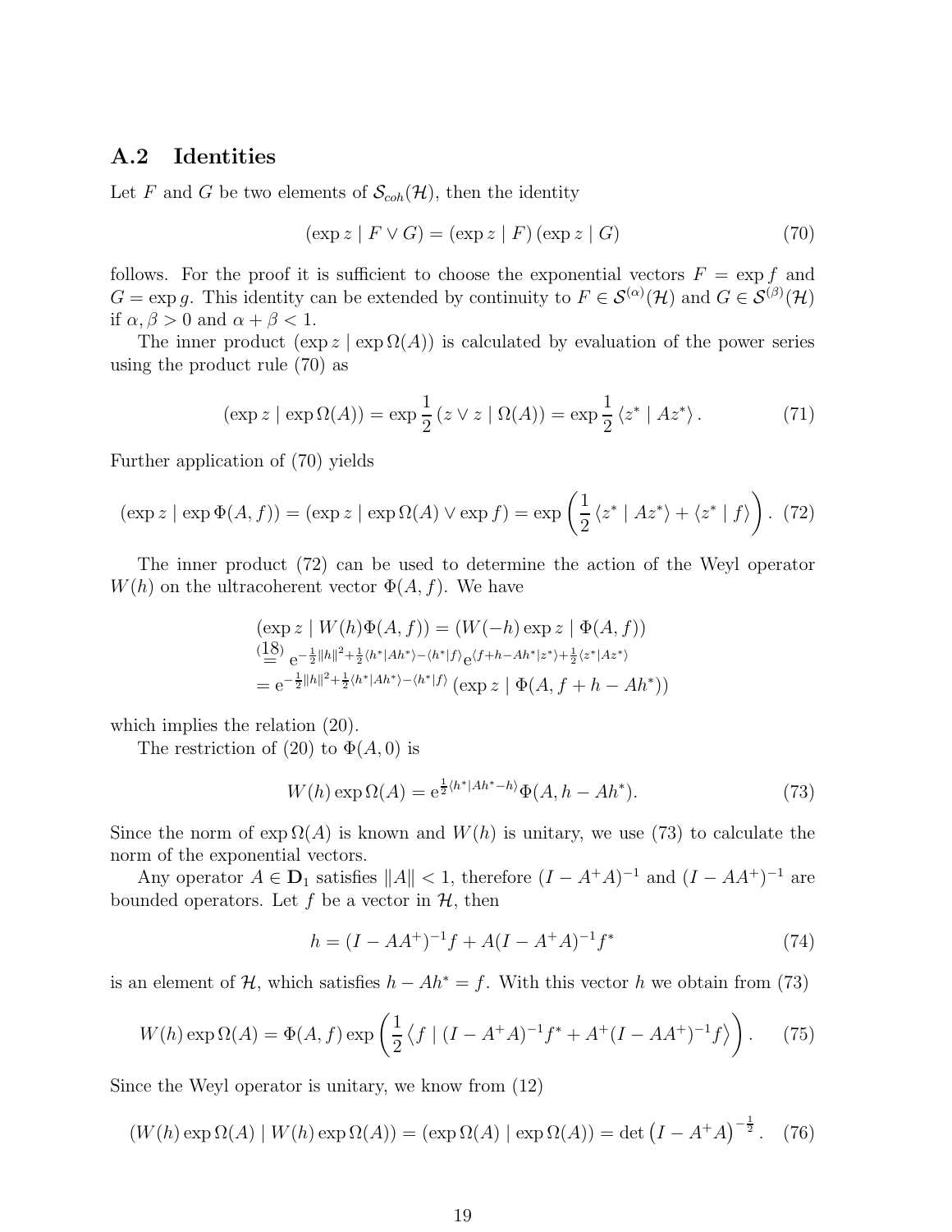### A.2 Identities

Let $F$ and $G$ be two elements of $\mathcal{S}_{coh}(\mathcal{H})$, then the identity

$$(\exp z \mid F \vee G) = (\exp z \mid F)\,(\exp z \mid G) \tag{70}$$

follows. For the proof it is sufficient to choose the exponential vectors $F = \exp f$ and $G = \exp g$. This identity can be extended by continuity to $F \in \mathcal{S}^{(\alpha)}(\mathcal{H})$ and $G \in \mathcal{S}^{(\beta)}(\mathcal{H})$ if $\alpha, \beta > 0$ and $\alpha + \beta < 1$.

The inner product $(\exp z \mid \exp \Omega(A))$ is calculated by evaluation of the power series using the product rule (70) as

$$(\exp z \mid \exp \Omega(A)) = \exp \frac{1}{2}\,(z \vee z \mid \Omega(A)) = \exp \frac{1}{2}\,\langle z^* \mid Az^* \rangle. \tag{71}$$

Further application of (70) yields

$$(\exp z \mid \exp \Phi(A,f)) = (\exp z \mid \exp \Omega(A) \vee \exp f) = \exp\left(\frac{1}{2}\,\langle z^* \mid Az^* \rangle + \langle z^* \mid f \rangle\right). \tag{72}$$

The inner product (72) can be used to determine the action of the Weyl operator $W(h)$ on the ultracoherent vector $\Phi(A,f)$. We have

$$\begin{aligned}
&(\exp z \mid W(h)\Phi(A,f)) = (W(-h)\exp z \mid \Phi(A,f)) \\
&\overset{(18)}{=} \mathrm{e}^{-\frac{1}{2}\|h\|^2 + \frac{1}{2}\langle h^* | Ah^* \rangle - \langle h^* | f \rangle} \mathrm{e}^{\langle f + h - Ah^* | z^* \rangle + \frac{1}{2}\langle z^* | Az^* \rangle} \\
&= \mathrm{e}^{-\frac{1}{2}\|h\|^2 + \frac{1}{2}\langle h^* | Ah^* \rangle - \langle h^* | f \rangle}\,(\exp z \mid \Phi(A, f + h - Ah^*))
\end{aligned}$$

which implies the relation (20).

The restriction of (20) to $\Phi(A,0)$ is

$$W(h)\exp \Omega(A) = \mathrm{e}^{\frac{1}{2}\langle h^* | Ah^* - h \rangle}\,\Phi(A, h - Ah^*). \tag{73}$$

Since the norm of $\exp \Omega(A)$ is known and $W(h)$ is unitary, we use (73) to calculate the norm of the exponential vectors.

Any operator $A \in \mathbf{D}_1$ satisfies $\|A\| < 1$, therefore $(I - A^+A)^{-1}$ and $(I - AA^+)^{-1}$ are bounded operators. Let $f$ be a vector in $\mathcal{H}$, then

$$h = (I - AA^+)^{-1} f + A(I - A^+A)^{-1} f^* \tag{74}$$

is an element of $\mathcal{H}$, which satisfies $h - Ah^* = f$. With this vector $h$ we obtain from (73)

$$W(h)\exp \Omega(A) = \Phi(A,f)\exp\left(\frac{1}{2}\left\langle f \mid (I - A^+A)^{-1} f^* + A^+(I - AA^+)^{-1} f \right\rangle\right). \tag{75}$$

Since the Weyl operator is unitary, we know from (12)

$$(W(h)\exp \Omega(A) \mid W(h)\exp \Omega(A)) = (\exp \Omega(A) \mid \exp \Omega(A)) = \det\left(I - A^+A\right)^{-\frac{1}{2}}. \tag{76}$$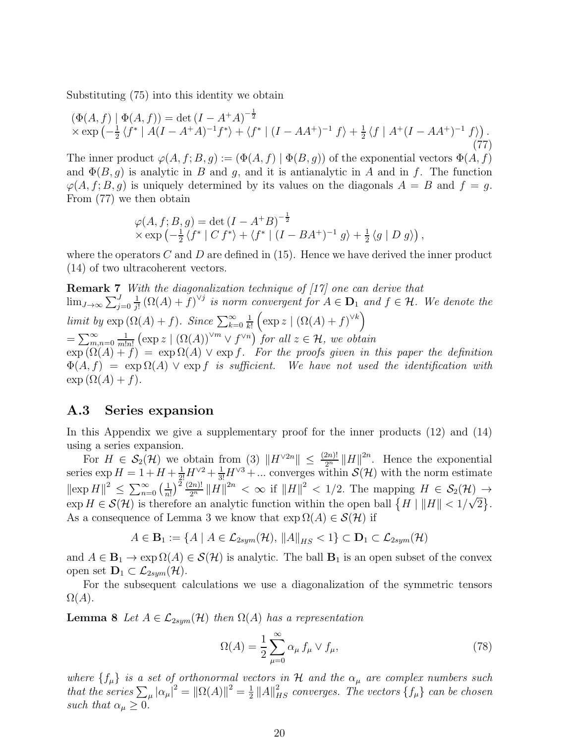Substituting (75) into this identity we obtain

$$\begin{aligned}
&(\Phi(A,f) \mid \Phi(A,f)) = \det\left(I - A^{+}A\right)^{-\frac{1}{2}} \\
&\times \exp\left(-\tfrac{1}{2}\left\langle f^{*} \mid A(I-A^{+}A)^{-1}f^{*}\right\rangle + \left\langle f^{*} \mid (I-AA^{+})^{-1}\, f\right\rangle + \tfrac{1}{2}\left\langle f \mid A^{+}(I-AA^{+})^{-1}\, f\right\rangle\right).
\end{aligned} \tag{77}$$

The inner product $\varphi(A,f;B,g) := (\Phi(A,f) \mid \Phi(B,g))$ of the exponential vectors $\Phi(A,f)$ and $\Phi(B,g)$ is analytic in $B$ and $g$, and it is antianalytic in $A$ and in $f$. The function $\varphi(A,f;B,g)$ is uniquely determined by its values on the diagonals $A = B$ and $f = g$. From (77) we then obtain

$$\begin{aligned}
&\varphi(A,f;B,g) = \det\left(I - A^{+}B\right)^{-\frac{1}{2}} \\
&\times \exp\left(-\tfrac{1}{2}\left\langle f^{*} \mid C\, f^{*}\right\rangle + \left\langle f^{*} \mid (I-BA^{+})^{-1}\, g\right\rangle + \tfrac{1}{2}\left\langle g \mid D\, g\right\rangle\right),
\end{aligned}$$

where the operators $C$ and $D$ are defined in (15). Hence we have derived the inner product (14) of two ultracoherent vectors.

**Remark 7** *With the diagonalization technique of [17] one can derive that* $\lim_{J\to\infty} \sum_{j=0}^{J} \frac{1}{j!}\left(\Omega(A)+f\right)^{\vee j}$ *is norm convergent for* $A \in \mathbf{D}_1$ *and* $f \in \mathcal{H}$*. We denote the limit by* $\exp\left(\Omega(A)+f\right)$*. Since* $\sum_{k=0}^{\infty} \frac{1}{k!}\left(\exp z \mid \left(\Omega(A)+f\right)^{\vee k}\right)$ $= \sum_{m,n=0}^{\infty} \frac{1}{m!n!}\left(\exp z \mid \left(\Omega(A)\right)^{\vee m} \vee f^{\vee n}\right)$ *for all* $z \in \mathcal{H}$*, we obtain* $\exp\left(\Omega(A)+f\right) = \exp\Omega(A) \vee \exp f$*. For the proofs given in this paper the definition* $\Phi(A,f) = \exp\Omega(A) \vee \exp f$ *is sufficient. We have not used the identification with* $\exp\left(\Omega(A)+f\right)$*.*

## A.3 Series expansion

In this Appendix we give a supplementary proof for the inner products (12) and (14) using a series expansion.

For $H \in \mathcal{S}_2(\mathcal{H})$ we obtain from (3) $\left\|H^{\vee 2n}\right\| \leq \frac{(2n)!}{2^n}\left\|H\right\|^{2n}$. Hence the exponential series $\exp H = 1 + H + \frac{1}{2!}H^{\vee 2} + \frac{1}{3!}H^{\vee 3} + \ldots$ converges within $\mathcal{S}(\mathcal{H})$ with the norm estimate $\left\|\exp H\right\|^2 \leq \sum_{n=0}^{\infty}\left(\frac{1}{n!}\right)^2 \frac{(2n)!}{2^n}\left\|H\right\|^{2n} < \infty$ if $\left\|H\right\|^2 < 1/2$. The mapping $H \in \mathcal{S}_2(\mathcal{H}) \to \exp H \in \mathcal{S}(\mathcal{H})$ is therefore an analytic function within the open ball $\left\{H \mid \left\|H\right\| < 1/\sqrt{2}\right\}$. As a consequence of Lemma 3 we know that $\exp\Omega(A) \in \mathcal{S}(\mathcal{H})$ if

$$A \in \mathbf{B}_1 := \left\{A \mid A \in \mathcal{L}_{2sym}(\mathcal{H}),\ \left\|A\right\|_{HS} < 1\right\} \subset \mathbf{D}_1 \subset \mathcal{L}_{2sym}(\mathcal{H})$$

and $A \in \mathbf{B}_1 \to \exp\Omega(A) \in \mathcal{S}(\mathcal{H})$ is analytic. The ball $\mathbf{B}_1$ is an open subset of the convex open set $\mathbf{D}_1 \subset \mathcal{L}_{2sym}(\mathcal{H})$.

For the subsequent calculations we use a diagonalization of the symmetric tensors $\Omega(A)$.

**Lemma 8** *Let* $A \in \mathcal{L}_{2sym}(\mathcal{H})$ *then* $\Omega(A)$ *has a representation*

$$\Omega(A) = \frac{1}{2}\sum_{\mu=0}^{\infty} \alpha_\mu\, f_\mu \vee f_\mu, \tag{78}$$

*where* $\{f_\mu\}$ *is a set of orthonormal vectors in* $\mathcal{H}$ *and the* $\alpha_\mu$ *are complex numbers such that the series* $\sum_\mu \left|\alpha_\mu\right|^2 = \left\|\Omega(A)\right\|^2 = \frac{1}{2}\left\|A\right\|_{HS}^2$ *converges. The vectors* $\{f_\mu\}$ *can be chosen such that* $\alpha_\mu \geq 0$*.*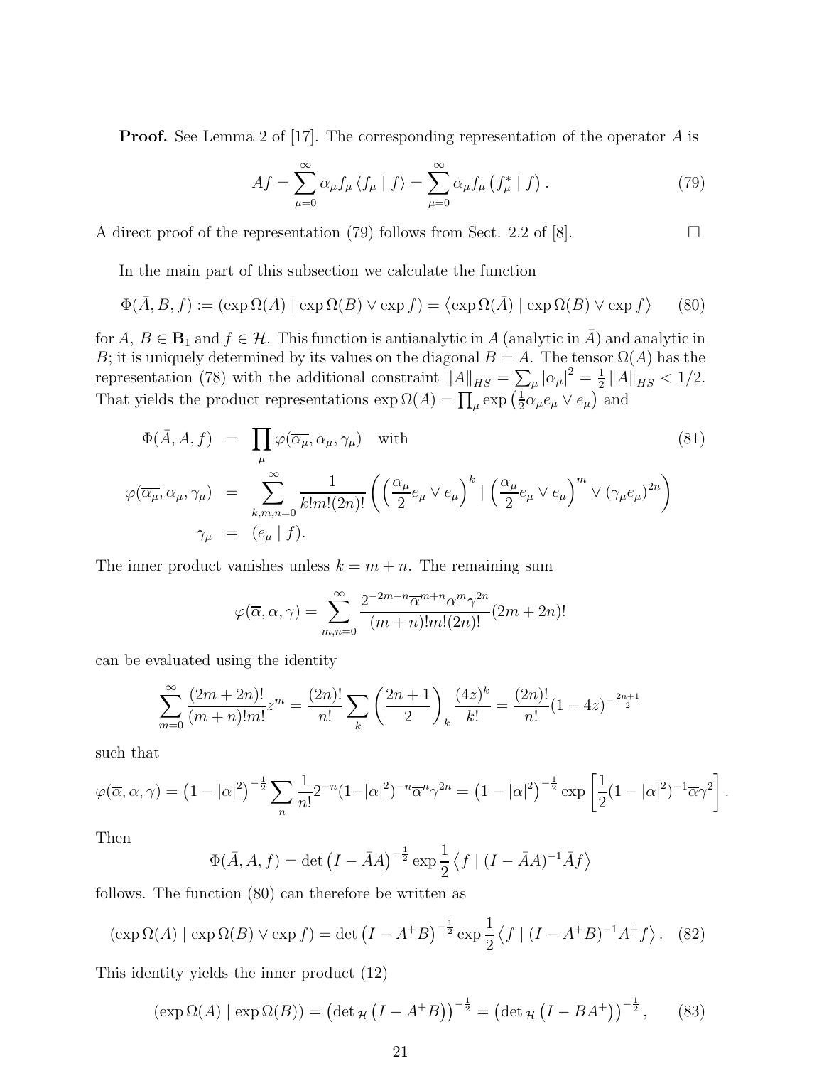**Proof.** See Lemma 2 of [17]. The corresponding representation of the operator $A$ is

$$Af = \sum_{\mu=0}^{\infty} \alpha_\mu f_\mu \langle f_\mu \mid f \rangle = \sum_{\mu=0}^{\infty} \alpha_\mu f_\mu \left( f_\mu^* \mid f \right). \tag{79}$$

A direct proof of the representation (79) follows from Sect. 2.2 of [8]. □

In the main part of this subsection we calculate the function

$$\Phi(\bar{A}, B, f) := (\exp \Omega(A) \mid \exp \Omega(B) \vee \exp f) = \left\langle \exp \Omega(\bar{A}) \mid \exp \Omega(B) \vee \exp f \right\rangle \tag{80}$$

for $A,\, B \in \mathbf{B}_1$ and $f \in \mathcal{H}$. This function is antianalytic in $A$ (analytic in $\bar{A}$) and analytic in $B$; it is uniquely determined by its values on the diagonal $B = A$. The tensor $\Omega(A)$ has the representation (78) with the additional constraint $\|A\|_{HS} = \sum_\mu |\alpha_\mu|^2 = \frac{1}{2} \|A\|_{HS} < 1/2$. That yields the product representations $\exp \Omega(A) = \prod_\mu \exp\left(\frac{1}{2}\alpha_\mu e_\mu \vee e_\mu\right)$ and

$$\begin{aligned}
\Phi(\bar{A}, A, f) &= \prod_\mu \varphi(\overline{\alpha_\mu}, \alpha_\mu, \gamma_\mu) \quad \text{with} \\
\varphi(\overline{\alpha_\mu}, \alpha_\mu, \gamma_\mu) &= \sum_{k,m,n=0}^{\infty} \frac{1}{k!m!(2n)!} \left( \left(\frac{\alpha_\mu}{2} e_\mu \vee e_\mu\right)^k \mid \left(\frac{\alpha_\mu}{2} e_\mu \vee e_\mu\right)^m \vee (\gamma_\mu e_\mu)^{2n} \right) \\
\gamma_\mu &= (e_\mu \mid f).
\end{aligned} \tag{81}$$

The inner product vanishes unless $k = m + n$. The remaining sum

$$\varphi(\overline{\alpha}, \alpha, \gamma) = \sum_{m,n=0}^{\infty} \frac{2^{-2m-n} \overline{\alpha}^{m+n} \alpha^m \gamma^{2n}}{(m+n)!m!(2n)!} (2m+2n)!$$

can be evaluated using the identity

$$\sum_{m=0}^{\infty} \frac{(2m+2n)!}{(m+n)!m!} z^m = \frac{(2n)!}{n!} \sum_k \left(\frac{2n+1}{2}\right)_k \frac{(4z)^k}{k!} = \frac{(2n)!}{n!} (1-4z)^{-\frac{2n+1}{2}}$$

such that

$$\varphi(\overline{\alpha}, \alpha, \gamma) = \left(1 - |\alpha|^2\right)^{-\frac{1}{2}} \sum_n \frac{1}{n!} 2^{-n} (1-|\alpha|^2)^{-n} \overline{\alpha}^n \gamma^{2n} = \left(1 - |\alpha|^2\right)^{-\frac{1}{2}} \exp\left[\frac{1}{2}(1-|\alpha|^2)^{-1} \overline{\alpha} \gamma^2\right].$$

Then

$$\Phi(\bar{A}, A, f) = \det\left(I - \bar{A}A\right)^{-\frac{1}{2}} \exp \frac{1}{2} \left\langle f \mid (I - \bar{A}A)^{-1} \bar{A} f \right\rangle$$

follows. The function (80) can therefore be written as

$$(\exp \Omega(A) \mid \exp \Omega(B) \vee \exp f) = \det\left(I - A^+ B\right)^{-\frac{1}{2}} \exp \frac{1}{2} \left\langle f \mid (I - A^+ B)^{-1} A^+ f \right\rangle. \tag{82}$$

This identity yields the inner product (12)

$$(\exp \Omega(A) \mid \exp \Omega(B)) = \left(\det{}_{\mathcal{H}} \left(I - A^+ B\right)\right)^{-\frac{1}{2}} = \left(\det{}_{\mathcal{H}} \left(I - B A^+\right)\right)^{-\frac{1}{2}}, \tag{83}$$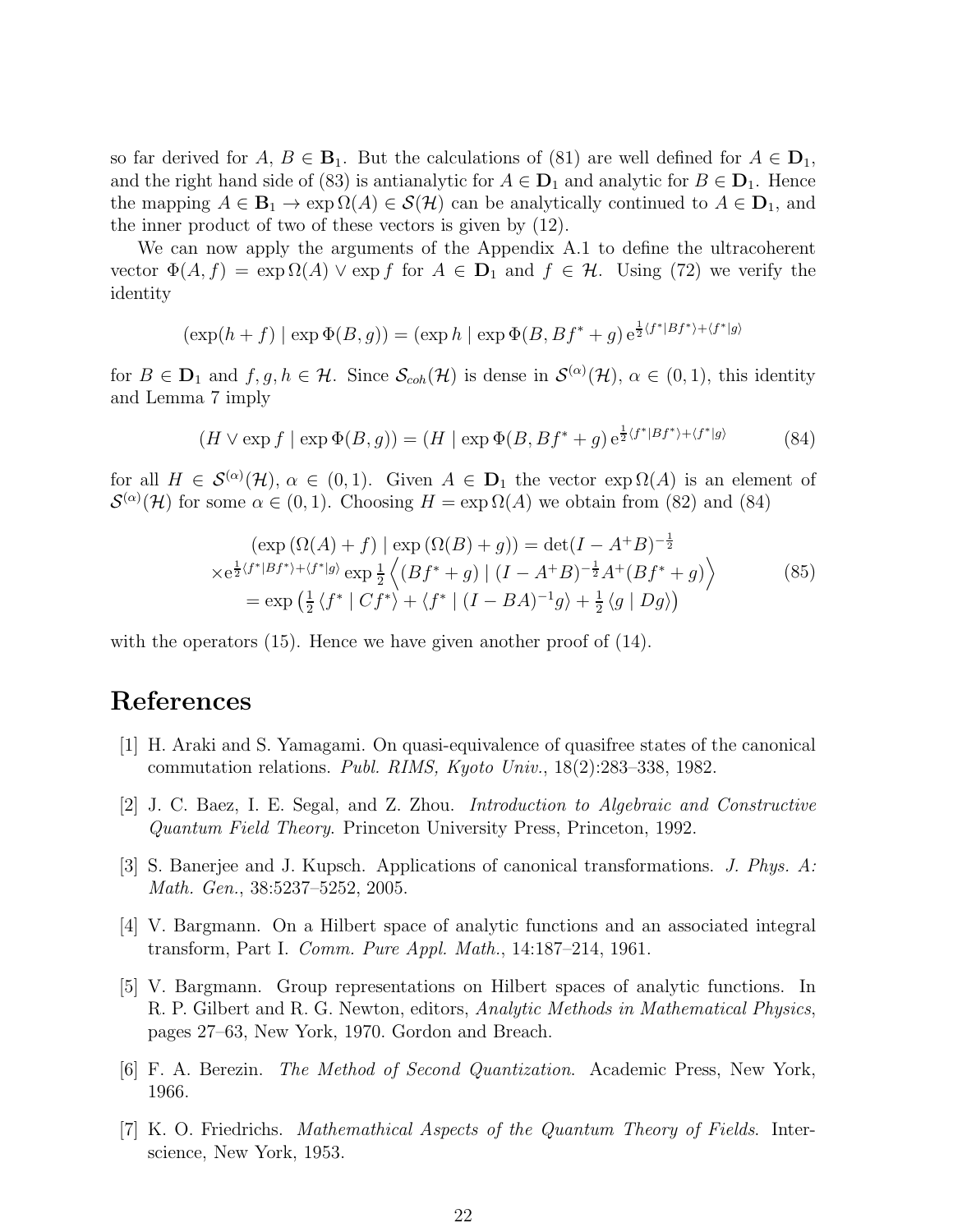so far derived for $A$, $B \in \mathbf{B}_1$. But the calculations of (81) are well defined for $A \in \mathbf{D}_1$, and the right hand side of (83) is antianalytic for $A \in \mathbf{D}_1$ and analytic for $B \in \mathbf{D}_1$. Hence the mapping $A \in \mathbf{B}_1 \to \exp \Omega(A) \in \mathcal{S}(\mathcal{H})$ can be analytically continued to $A \in \mathbf{D}_1$, and the inner product of two of these vectors is given by (12).

We can now apply the arguments of the Appendix A.1 to define the ultracoherent vector $\Phi(A, f) = \exp \Omega(A) \vee \exp f$ for $A \in \mathbf{D}_1$ and $f \in \mathcal{H}$. Using (72) we verify the identity

$$
(\exp(h+f) \mid \exp \Phi(B,g)) = (\exp h \mid \exp \Phi(B, Bf^* + g)\, \mathrm{e}^{\frac{1}{2}\langle f^* | Bf^* \rangle + \langle f^* | g \rangle}
$$

for $B \in \mathbf{D}_1$ and $f, g, h \in \mathcal{H}$. Since $\mathcal{S}_{coh}(\mathcal{H})$ is dense in $\mathcal{S}^{(\alpha)}(\mathcal{H})$, $\alpha \in (0,1)$, this identity and Lemma 7 imply

$$
(H \vee \exp f \mid \exp \Phi(B,g)) = (H \mid \exp \Phi(B, Bf^* + g)\, \mathrm{e}^{\frac{1}{2}\langle f^* | Bf^* \rangle + \langle f^* | g \rangle} \tag{84}
$$

for all $H \in \mathcal{S}^{(\alpha)}(\mathcal{H})$, $\alpha \in (0,1)$. Given $A \in \mathbf{D}_1$ the vector $\exp \Omega(A)$ is an element of $\mathcal{S}^{(\alpha)}(\mathcal{H})$ for some $\alpha \in (0,1)$. Choosing $H = \exp \Omega(A)$ we obtain from (82) and (84)

$$
\begin{aligned}
&(\exp\left(\Omega(A) + f\right) \mid \exp\left(\Omega(B) + g\right)) = \det(I - A^+ B)^{-\frac{1}{2}} \\
&\times \mathrm{e}^{\frac{1}{2}\langle f^* | Bf^* \rangle + \langle f^* | g \rangle} \exp \tfrac{1}{2} \left\langle (Bf^* + g) \mid (I - A^+ B)^{-\frac{1}{2}} A^+ (Bf^* + g) \right\rangle \\
&= \exp\left( \tfrac{1}{2} \langle f^* \mid Cf^* \rangle + \langle f^* \mid (I - BA)^{-1} g \rangle + \tfrac{1}{2} \langle g \mid Dg \rangle \right)
\end{aligned} \tag{85}
$$

with the operators (15). Hence we have given another proof of (14).

# References

[1] H. Araki and S. Yamagami. On quasi-equivalence of quasifree states of the canonical commutation relations. *Publ. RIMS, Kyoto Univ.*, 18(2):283–338, 1982.

[2] J. C. Baez, I. E. Segal, and Z. Zhou. *Introduction to Algebraic and Constructive Quantum Field Theory*. Princeton University Press, Princeton, 1992.

[3] S. Banerjee and J. Kupsch. Applications of canonical transformations. *J. Phys. A: Math. Gen.*, 38:5237–5252, 2005.

[4] V. Bargmann. On a Hilbert space of analytic functions and an associated integral transform, Part I. *Comm. Pure Appl. Math.*, 14:187–214, 1961.

[5] V. Bargmann. Group representations on Hilbert spaces of analytic functions. In R. P. Gilbert and R. G. Newton, editors, *Analytic Methods in Mathematical Physics*, pages 27–63, New York, 1970. Gordon and Breach.

[6] F. A. Berezin. *The Method of Second Quantization*. Academic Press, New York, 1966.

[7] K. O. Friedrichs. *Mathemathical Aspects of the Quantum Theory of Fields*. Interscience, New York, 1953.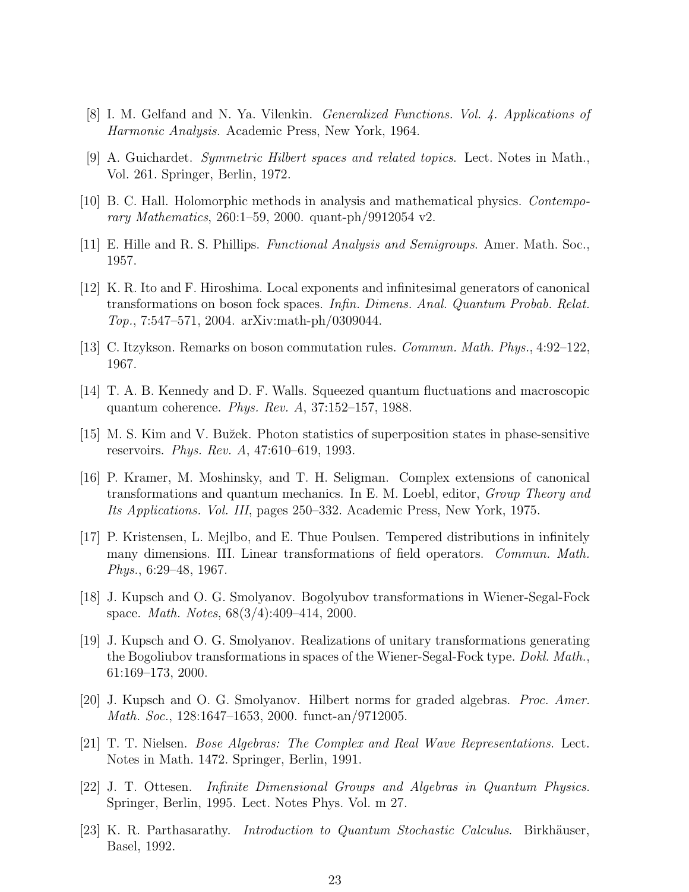[8] I. M. Gelfand and N. Ya. Vilenkin. *Generalized Functions. Vol. 4. Applications of Harmonic Analysis*. Academic Press, New York, 1964.

[9] A. Guichardet. *Symmetric Hilbert spaces and related topics*. Lect. Notes in Math., Vol. 261. Springer, Berlin, 1972.

[10] B. C. Hall. Holomorphic methods in analysis and mathematical physics. *Contemporary Mathematics*, 260:1–59, 2000. quant-ph/9912054 v2.

[11] E. Hille and R. S. Phillips. *Functional Analysis and Semigroups*. Amer. Math. Soc., 1957.

[12] K. R. Ito and F. Hiroshima. Local exponents and infinitesimal generators of canonical transformations on boson fock spaces. *Infin. Dimens. Anal. Quantum Probab. Relat. Top.*, 7:547–571, 2004. arXiv:math-ph/0309044.

[13] C. Itzykson. Remarks on boson commutation rules. *Commun. Math. Phys.*, 4:92–122, 1967.

[14] T. A. B. Kennedy and D. F. Walls. Squeezed quantum fluctuations and macroscopic quantum coherence. *Phys. Rev. A*, 37:152–157, 1988.

[15] M. S. Kim and V. Bužek. Photon statistics of superposition states in phase-sensitive reservoirs. *Phys. Rev. A*, 47:610–619, 1993.

[16] P. Kramer, M. Moshinsky, and T. H. Seligman. Complex extensions of canonical transformations and quantum mechanics. In E. M. Loebl, editor, *Group Theory and Its Applications. Vol. III*, pages 250–332. Academic Press, New York, 1975.

[17] P. Kristensen, L. Mejlbo, and E. Thue Poulsen. Tempered distributions in infinitely many dimensions. III. Linear transformations of field operators. *Commun. Math. Phys.*, 6:29–48, 1967.

[18] J. Kupsch and O. G. Smolyanov. Bogolyubov transformations in Wiener-Segal-Fock space. *Math. Notes*, 68(3/4):409–414, 2000.

[19] J. Kupsch and O. G. Smolyanov. Realizations of unitary transformations generating the Bogoliubov transformations in spaces of the Wiener-Segal-Fock type. *Dokl. Math.*, 61:169–173, 2000.

[20] J. Kupsch and O. G. Smolyanov. Hilbert norms for graded algebras. *Proc. Amer. Math. Soc.*, 128:1647–1653, 2000. funct-an/9712005.

[21] T. T. Nielsen. *Bose Algebras: The Complex and Real Wave Representations*. Lect. Notes in Math. 1472. Springer, Berlin, 1991.

[22] J. T. Ottesen. *Infinite Dimensional Groups and Algebras in Quantum Physics*. Springer, Berlin, 1995. Lect. Notes Phys. Vol. m 27.

[23] K. R. Parthasarathy. *Introduction to Quantum Stochastic Calculus*. Birkhäuser, Basel, 1992.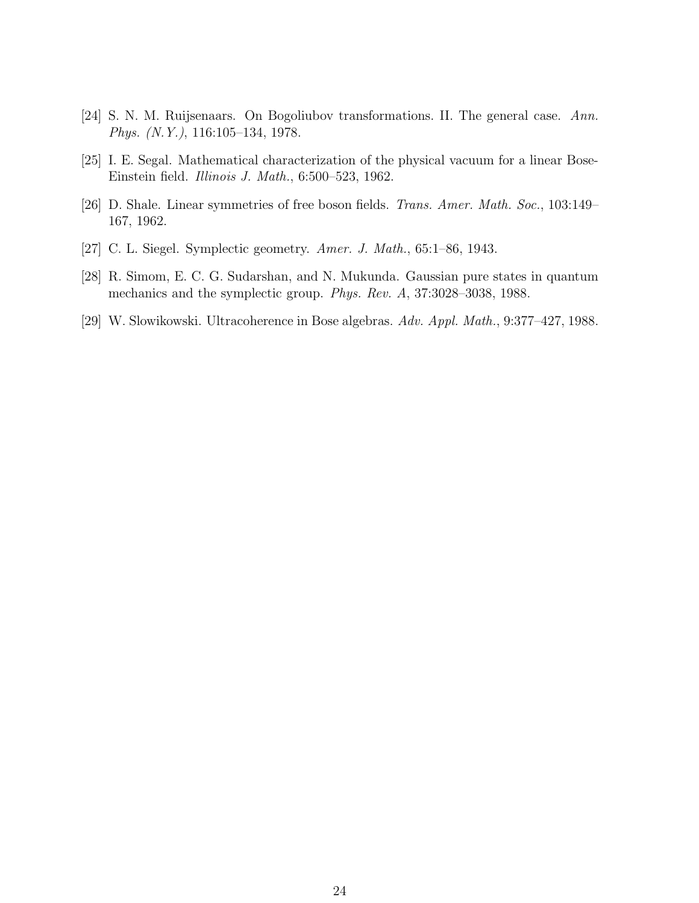[24] S. N. M. Ruijsenaars. On Bogoliubov transformations. II. The general case. *Ann. Phys. (N.Y.)*, 116:105–134, 1978.

[25] I. E. Segal. Mathematical characterization of the physical vacuum for a linear Bose-Einstein field. *Illinois J. Math.*, 6:500–523, 1962.

[26] D. Shale. Linear symmetries of free boson fields. *Trans. Amer. Math. Soc.*, 103:149–167, 1962.

[27] C. L. Siegel. Symplectic geometry. *Amer. J. Math.*, 65:1–86, 1943.

[28] R. Simom, E. C. G. Sudarshan, and N. Mukunda. Gaussian pure states in quantum mechanics and the symplectic group. *Phys. Rev. A*, 37:3028–3038, 1988.

[29] W. Slowikowski. Ultracoherence in Bose algebras. *Adv. Appl. Math.*, 9:377–427, 1988.